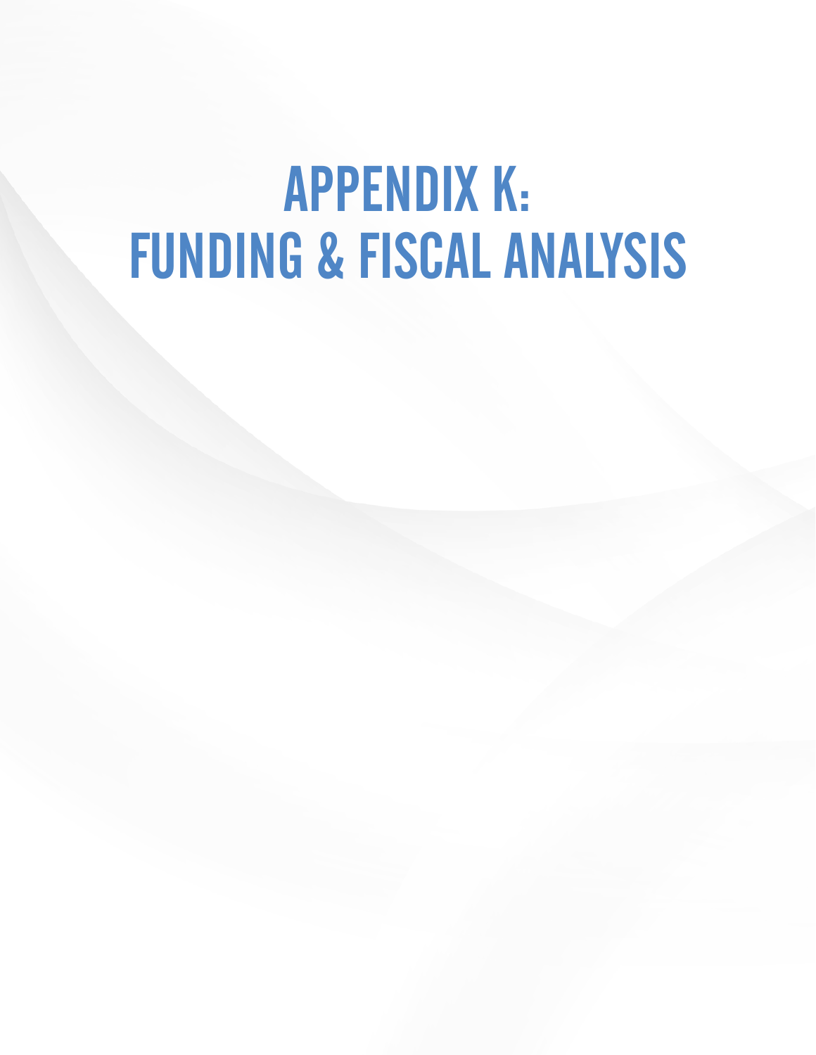# APPENDIX K: FUNDING & FISCAL ANALYSIS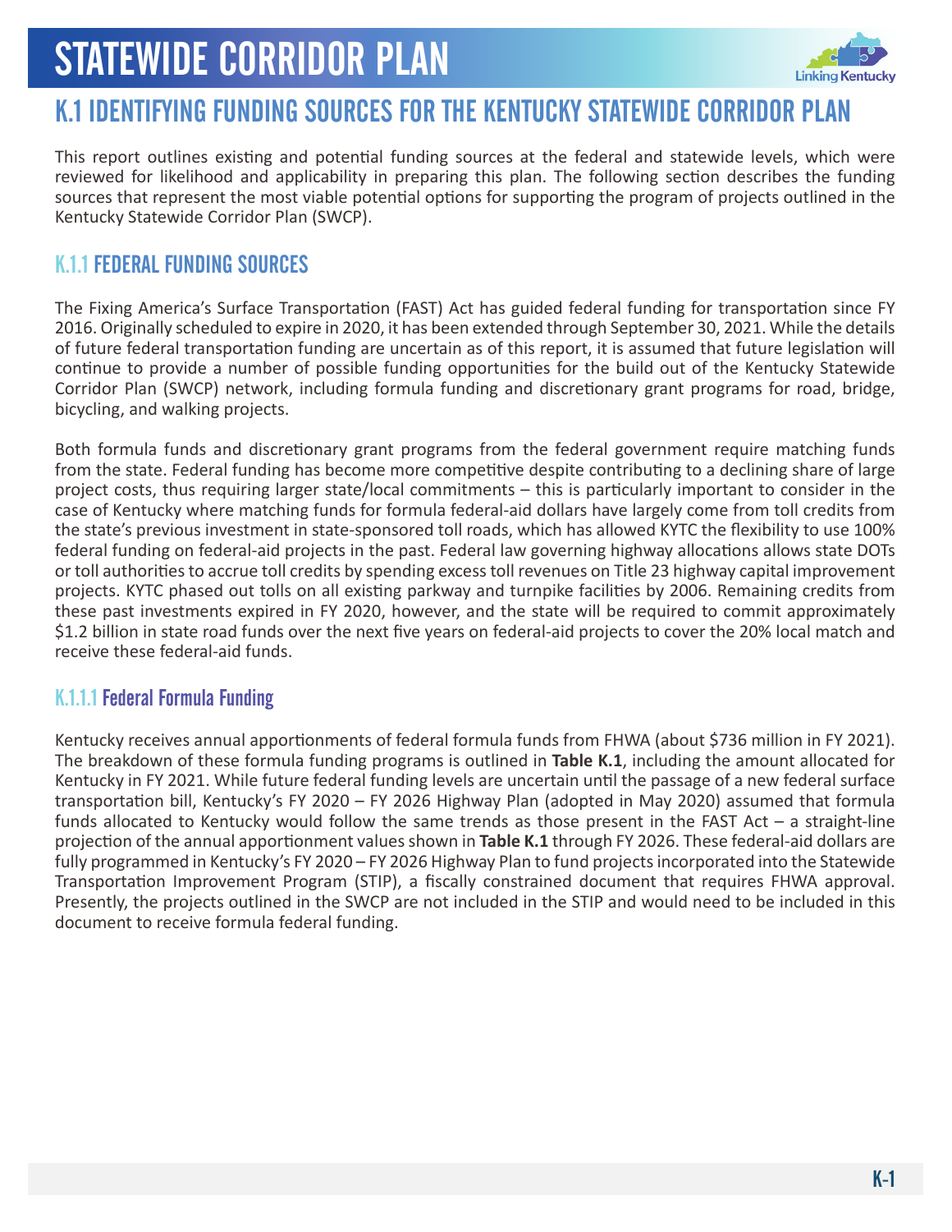# K.1 IDENTIFYING FUNDING SOURCES FOR THE KENTUCKY STATEWIDE CORRIDOR PLAN

This report outlines existing and potential funding sources at the federal and statewide levels, which were reviewed for likelihood and applicability in preparing this plan. The following section describes the funding sources that represent the most viable potential options for supporting the program of projects outlined in the Kentucky Statewide Corridor Plan (SWCP).

## K.1.1 FEDERAL FUNDING SOURCES

The Fixing America's Surface Transportation (FAST) Act has guided federal funding for transportation since FY 2016. Originally scheduled to expire in 2020, it has been extended through September 30, 2021. While the details of future federal transportation funding are uncertain as of this report, it is assumed that future legislation will continue to provide a number of possible funding opportunities for the build out of the Kentucky Statewide Corridor Plan (SWCP) network, including formula funding and discretionary grant programs for road, bridge, bicycling, and walking projects.

Both formula funds and discretionary grant programs from the federal government require matching funds from the state. Federal funding has become more competitive despite contributing to a declining share of large project costs, thus requiring larger state/local commitments – this is particularly important to consider in the case of Kentucky where matching funds for formula federal-aid dollars have largely come from toll credits from the state's previous investment in state-sponsored toll roads, which has allowed KYTC the flexibility to use 100% federal funding on federal-aid projects in the past. Federal law governing highway allocations allows state DOTs or toll authorities to accrue toll credits by spending excess toll revenues on Title 23 highway capital improvement projects. KYTC phased out tolls on all existing parkway and turnpike facilities by 2006. Remaining credits from these past investments expired in FY 2020, however, and the state will be required to commit approximately $1.2 billion in state road funds over the next five years on federal-aid projects to cover the 20% local match and receive these federal-aid funds.

### K.1.1.1 Federal Formula Funding

Kentucky receives annual apportionments of federal formula funds from FHWA (about $736 million in FY 2021). The breakdown of these formula funding programs is outlined in **Table K.1**, including the amount allocated for Kentucky in FY 2021. While future federal funding levels are uncertain until the passage of a new federal surface transportation bill, Kentucky's FY 2020 – FY 2026 Highway Plan (adopted in May 2020) assumed that formula funds allocated to Kentucky would follow the same trends as those present in the FAST Act – a straight-line projection of the annual apportionment values shown in **Table K.1** through FY 2026. These federal-aid dollars are fully programmed in Kentucky's FY 2020 – FY 2026 Highway Plan to fund projects incorporated into the Statewide Transportation Improvement Program (STIP), a fiscally constrained document that requires FHWA approval. Presently, the projects outlined in the SWCP are not included in the STIP and would need to be included in this document to receive formula federal funding.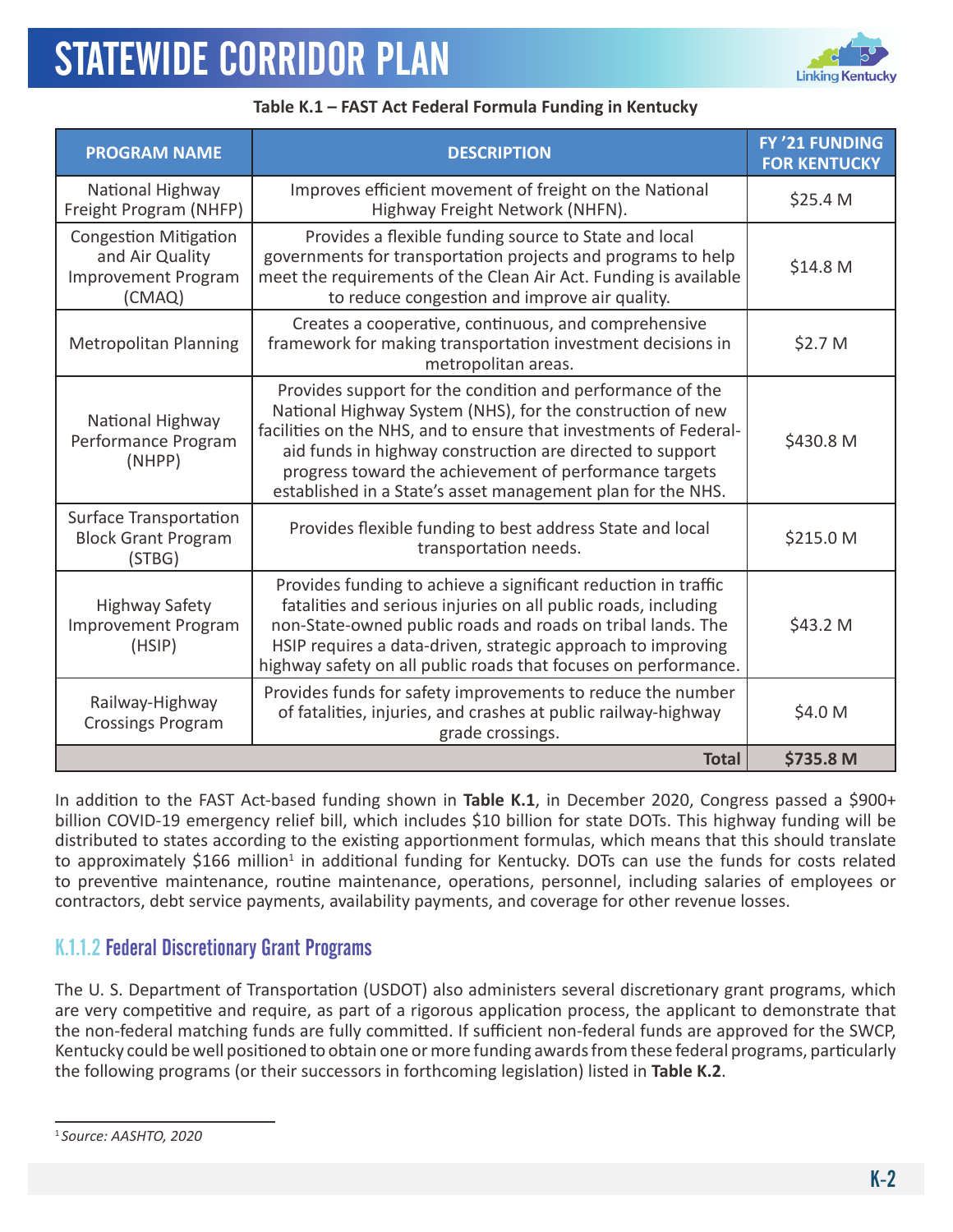**Table K.1 – FAST Act Federal Formula Funding in Kentucky**

| PROGRAM NAME | DESCRIPTION | FY '21 FUNDING FOR KENTUCKY |
|---|---|---|
| National Highway Freight Program (NHFP) | Improves efficient movement of freight on the National Highway Freight Network (NHFN). | $25.4 M |
| Congestion Mitigation and Air Quality Improvement Program (CMAQ) | Provides a flexible funding source to State and local governments for transportation projects and programs to help meet the requirements of the Clean Air Act. Funding is available to reduce congestion and improve air quality. | $14.8 M |
| Metropolitan Planning | Creates a cooperative, continuous, and comprehensive framework for making transportation investment decisions in metropolitan areas. | $2.7 M |
| National Highway Performance Program (NHPP) | Provides support for the condition and performance of the National Highway System (NHS), for the construction of new facilities on the NHS, and to ensure that investments of Federal-aid funds in highway construction are directed to support progress toward the achievement of performance targets established in a State's asset management plan for the NHS. | $430.8 M |
| Surface Transportation Block Grant Program (STBG) | Provides flexible funding to best address State and local transportation needs. | $215.0 M |
| Highway Safety Improvement Program (HSIP) | Provides funding to achieve a significant reduction in traffic fatalities and serious injuries on all public roads, including non-State-owned public roads and roads on tribal lands. The HSIP requires a data-driven, strategic approach to improving highway safety on all public roads that focuses on performance. | $43.2 M |
| Railway-Highway Crossings Program | Provides funds for safety improvements to reduce the number of fatalities, injuries, and crashes at public railway-highway grade crossings. | $4.0 M |
| | **Total** | **$735.8 M** |

In addition to the FAST Act-based funding shown in **Table K.1**, in December 2020, Congress passed a $900+ billion COVID-19 emergency relief bill, which includes $10 billion for state DOTs. This highway funding will be distributed to states according to the existing apportionment formulas, which means that this should translate to approximately $166 million[1] in additional funding for Kentucky. DOTs can use the funds for costs related to preventive maintenance, routine maintenance, operations, personnel, including salaries of employees or contractors, debt service payments, availability payments, and coverage for other revenue losses.

### K.1.1.2 Federal Discretionary Grant Programs

The U. S. Department of Transportation (USDOT) also administers several discretionary grant programs, which are very competitive and require, as part of a rigorous application process, the applicant to demonstrate that the non-federal matching funds are fully committed. If sufficient non-federal funds are approved for the SWCP, Kentucky could be well positioned to obtain one or more funding awards from these federal programs, particularly the following programs (or their successors in forthcoming legislation) listed in **Table K.2**.

[1] *Source: AASHTO, 2020*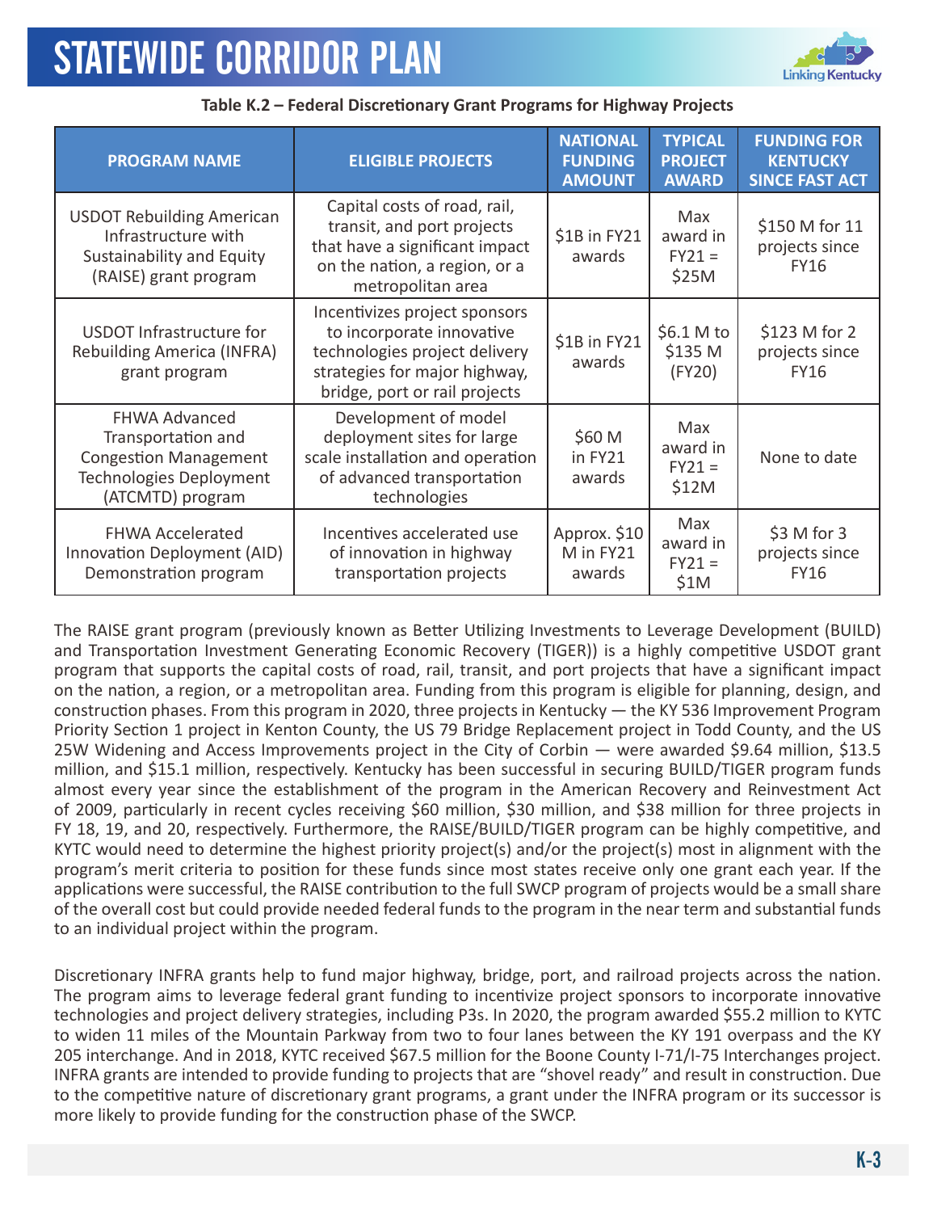**Table K.2 – Federal Discretionary Grant Programs for Highway Projects**

| PROGRAM NAME | ELIGIBLE PROJECTS | NATIONAL FUNDING AMOUNT | TYPICAL PROJECT AWARD | FUNDING FOR KENTUCKY SINCE FAST ACT |
|---|---|---|---|---|
| USDOT Rebuilding American Infrastructure with Sustainability and Equity (RAISE) grant program | Capital costs of road, rail, transit, and port projects that have a significant impact on the nation, a region, or a metropolitan area | $1B in FY21 awards | Max award in FY21 = $25M | $150 M for 11 projects since FY16 |
| USDOT Infrastructure for Rebuilding America (INFRA) grant program | Incentivizes project sponsors to incorporate innovative technologies project delivery strategies for major highway, bridge, port or rail projects | $1B in FY21 awards | $6.1 M to $135 M (FY20) | $123 M for 2 projects since FY16 |
| FHWA Advanced Transportation and Congestion Management Technologies Deployment (ATCMTD) program | Development of model deployment sites for large scale installation and operation of advanced transportation technologies | $60 M in FY21 awards | Max award in FY21 = $12M | None to date |
| FHWA Accelerated Innovation Deployment (AID) Demonstration program | Incentives accelerated use of innovation in highway transportation projects | Approx. $10 M in FY21 awards | Max award in FY21 = $1M | $3 M for 3 projects since FY16 |

The RAISE grant program (previously known as Better Utilizing Investments to Leverage Development (BUILD) and Transportation Investment Generating Economic Recovery (TIGER)) is a highly competitive USDOT grant program that supports the capital costs of road, rail, transit, and port projects that have a significant impact on the nation, a region, or a metropolitan area. Funding from this program is eligible for planning, design, and construction phases. From this program in 2020, three projects in Kentucky — the KY 536 Improvement Program Priority Section 1 project in Kenton County, the US 79 Bridge Replacement project in Todd County, and the US 25W Widening and Access Improvements project in the City of Corbin — were awarded $9.64 million, $13.5 million, and $15.1 million, respectively. Kentucky has been successful in securing BUILD/TIGER program funds almost every year since the establishment of the program in the American Recovery and Reinvestment Act of 2009, particularly in recent cycles receiving $60 million, $30 million, and $38 million for three projects in FY 18, 19, and 20, respectively. Furthermore, the RAISE/BUILD/TIGER program can be highly competitive, and KYTC would need to determine the highest priority project(s) and/or the project(s) most in alignment with the program's merit criteria to position for these funds since most states receive only one grant each year. If the applications were successful, the RAISE contribution to the full SWCP program of projects would be a small share of the overall cost but could provide needed federal funds to the program in the near term and substantial funds to an individual project within the program.

Discretionary INFRA grants help to fund major highway, bridge, port, and railroad projects across the nation. The program aims to leverage federal grant funding to incentivize project sponsors to incorporate innovative technologies and project delivery strategies, including P3s. In 2020, the program awarded $55.2 million to KYTC to widen 11 miles of the Mountain Parkway from two to four lanes between the KY 191 overpass and the KY 205 interchange. And in 2018, KYTC received $67.5 million for the Boone County I-71/I-75 Interchanges project. INFRA grants are intended to provide funding to projects that are "shovel ready" and result in construction. Due to the competitive nature of discretionary grant programs, a grant under the INFRA program or its successor is more likely to provide funding for the construction phase of the SWCP.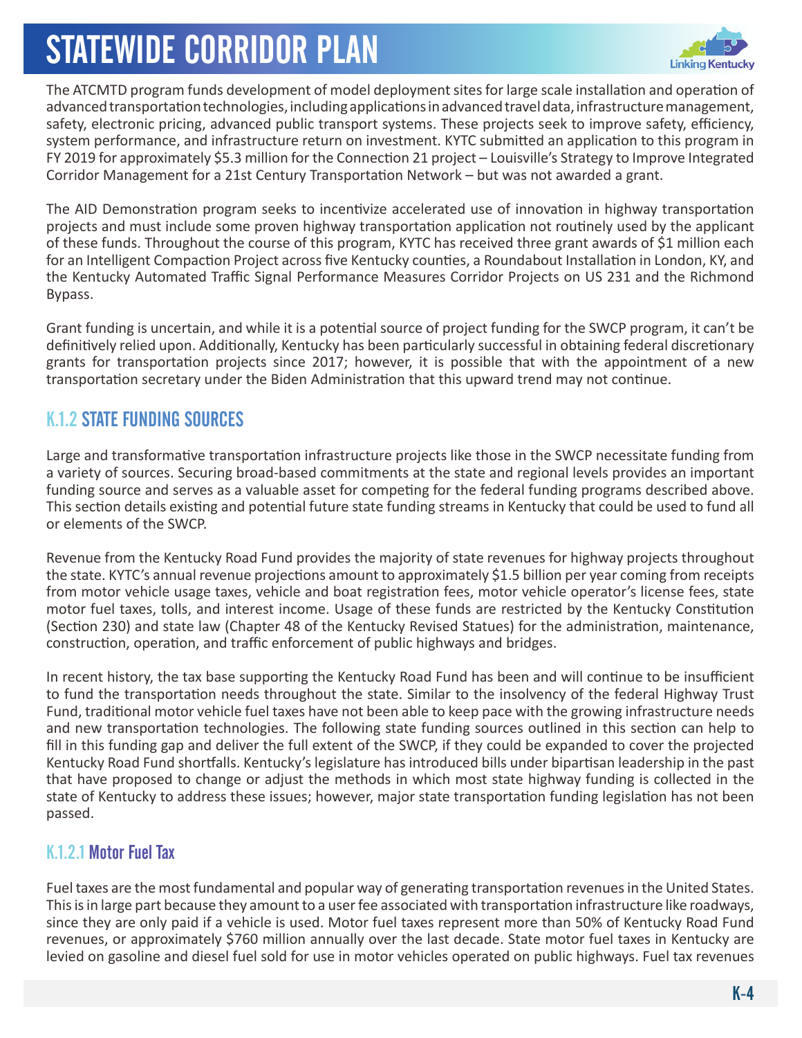The ATCMTD program funds development of model deployment sites for large scale installation and operation of advanced transportation technologies, including applications in advanced travel data, infrastructure management, safety, electronic pricing, advanced public transport systems. These projects seek to improve safety, efficiency, system performance, and infrastructure return on investment. KYTC submitted an application to this program in FY 2019 for approximately $5.3 million for the Connection 21 project – Louisville's Strategy to Improve Integrated Corridor Management for a 21st Century Transportation Network – but was not awarded a grant.

The AID Demonstration program seeks to incentivize accelerated use of innovation in highway transportation projects and must include some proven highway transportation application not routinely used by the applicant of these funds. Throughout the course of this program, KYTC has received three grant awards of $1 million each for an Intelligent Compaction Project across five Kentucky counties, a Roundabout Installation in London, KY, and the Kentucky Automated Traffic Signal Performance Measures Corridor Projects on US 231 and the Richmond Bypass.

Grant funding is uncertain, and while it is a potential source of project funding for the SWCP program, it can't be definitively relied upon. Additionally, Kentucky has been particularly successful in obtaining federal discretionary grants for transportation projects since 2017; however, it is possible that with the appointment of a new transportation secretary under the Biden Administration that this upward trend may not continue.

## K.1.2 STATE FUNDING SOURCES

Large and transformative transportation infrastructure projects like those in the SWCP necessitate funding from a variety of sources. Securing broad-based commitments at the state and regional levels provides an important funding source and serves as a valuable asset for competing for the federal funding programs described above. This section details existing and potential future state funding streams in Kentucky that could be used to fund all or elements of the SWCP.

Revenue from the Kentucky Road Fund provides the majority of state revenues for highway projects throughout the state. KYTC's annual revenue projections amount to approximately $1.5 billion per year coming from receipts from motor vehicle usage taxes, vehicle and boat registration fees, motor vehicle operator's license fees, state motor fuel taxes, tolls, and interest income. Usage of these funds are restricted by the Kentucky Constitution (Section 230) and state law (Chapter 48 of the Kentucky Revised Statues) for the administration, maintenance, construction, operation, and traffic enforcement of public highways and bridges.

In recent history, the tax base supporting the Kentucky Road Fund has been and will continue to be insufficient to fund the transportation needs throughout the state. Similar to the insolvency of the federal Highway Trust Fund, traditional motor vehicle fuel taxes have not been able to keep pace with the growing infrastructure needs and new transportation technologies. The following state funding sources outlined in this section can help to fill in this funding gap and deliver the full extent of the SWCP, if they could be expanded to cover the projected Kentucky Road Fund shortfalls. Kentucky's legislature has introduced bills under bipartisan leadership in the past that have proposed to change or adjust the methods in which most state highway funding is collected in the state of Kentucky to address these issues; however, major state transportation funding legislation has not been passed.

### K.1.2.1 Motor Fuel Tax

Fuel taxes are the most fundamental and popular way of generating transportation revenues in the United States. This is in large part because they amount to a user fee associated with transportation infrastructure like roadways, since they are only paid if a vehicle is used. Motor fuel taxes represent more than 50% of Kentucky Road Fund revenues, or approximately $760 million annually over the last decade. State motor fuel taxes in Kentucky are levied on gasoline and diesel fuel sold for use in motor vehicles operated on public highways. Fuel tax revenues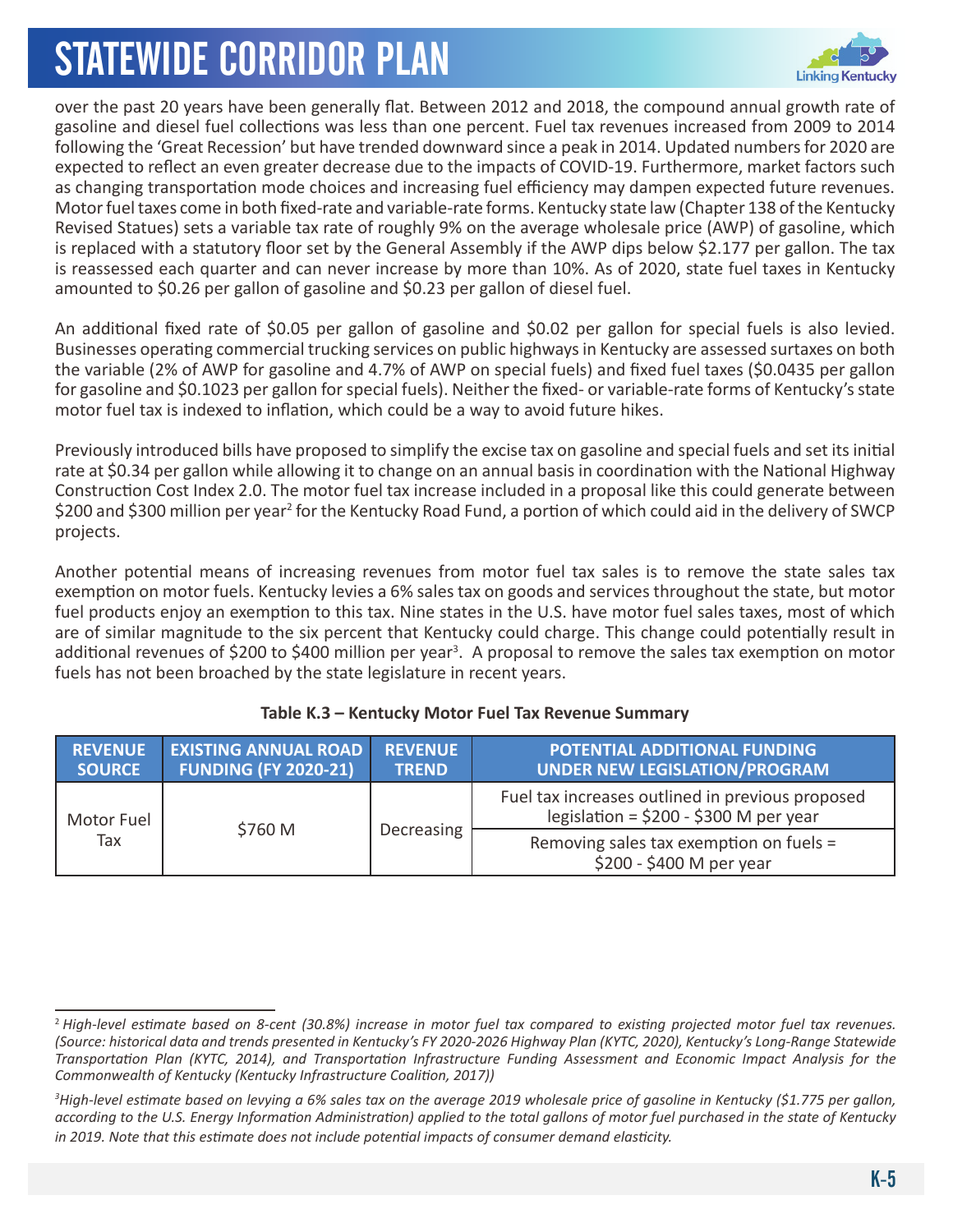over the past 20 years have been generally flat. Between 2012 and 2018, the compound annual growth rate of gasoline and diesel fuel collections was less than one percent. Fuel tax revenues increased from 2009 to 2014 following the 'Great Recession' but have trended downward since a peak in 2014. Updated numbers for 2020 are expected to reflect an even greater decrease due to the impacts of COVID-19. Furthermore, market factors such as changing transportation mode choices and increasing fuel efficiency may dampen expected future revenues. Motor fuel taxes come in both fixed-rate and variable-rate forms. Kentucky state law (Chapter 138 of the Kentucky Revised Statues) sets a variable tax rate of roughly 9% on the average wholesale price (AWP) of gasoline, which is replaced with a statutory floor set by the General Assembly if the AWP dips below $2.177 per gallon. The tax is reassessed each quarter and can never increase by more than 10%. As of 2020, state fuel taxes in Kentucky amounted to $0.26 per gallon of gasoline and $0.23 per gallon of diesel fuel.

An additional fixed rate of $0.05 per gallon of gasoline and $0.02 per gallon for special fuels is also levied. Businesses operating commercial trucking services on public highways in Kentucky are assessed surtaxes on both the variable (2% of AWP for gasoline and 4.7% of AWP on special fuels) and fixed fuel taxes ($0.0435 per gallon for gasoline and $0.1023 per gallon for special fuels). Neither the fixed- or variable-rate forms of Kentucky's state motor fuel tax is indexed to inflation, which could be a way to avoid future hikes.

Previously introduced bills have proposed to simplify the excise tax on gasoline and special fuels and set its initial rate at $0.34 per gallon while allowing it to change on an annual basis in coordination with the National Highway Construction Cost Index 2.0. The motor fuel tax increase included in a proposal like this could generate between $200 and $300 million per year[2] for the Kentucky Road Fund, a portion of which could aid in the delivery of SWCP projects.

Another potential means of increasing revenues from motor fuel tax sales is to remove the state sales tax exemption on motor fuels. Kentucky levies a 6% sales tax on goods and services throughout the state, but motor fuel products enjoy an exemption to this tax. Nine states in the U.S. have motor fuel sales taxes, most of which are of similar magnitude to the six percent that Kentucky could charge. This change could potentially result in additional revenues of $200 to $400 million per year[3]. A proposal to remove the sales tax exemption on motor fuels has not been broached by the state legislature in recent years.

**Table K.3 – Kentucky Motor Fuel Tax Revenue Summary**

| REVENUE SOURCE | EXISTING ANNUAL ROAD FUNDING (FY 2020-21) | REVENUE TREND | POTENTIAL ADDITIONAL FUNDING UNDER NEW LEGISLATION/PROGRAM |
|---|---|---|---|
| Motor Fuel Tax | $760 M | Decreasing | Fuel tax increases outlined in previous proposed legislation = $200 - $300 M per year |
| | | | Removing sales tax exemption on fuels = $200 - $400 M per year |

[2] *High-level estimate based on 8-cent (30.8%) increase in motor fuel tax compared to existing projected motor fuel tax revenues. (Source: historical data and trends presented in Kentucky's FY 2020-2026 Highway Plan (KYTC, 2020), Kentucky's Long-Range Statewide Transportation Plan (KYTC, 2014), and Transportation Infrastructure Funding Assessment and Economic Impact Analysis for the Commonwealth of Kentucky (Kentucky Infrastructure Coalition, 2017))*

[3] *High-level estimate based on levying a 6% sales tax on the average 2019 wholesale price of gasoline in Kentucky ($1.775 per gallon, according to the U.S. Energy Information Administration) applied to the total gallons of motor fuel purchased in the state of Kentucky in 2019. Note that this estimate does not include potential impacts of consumer demand elasticity.*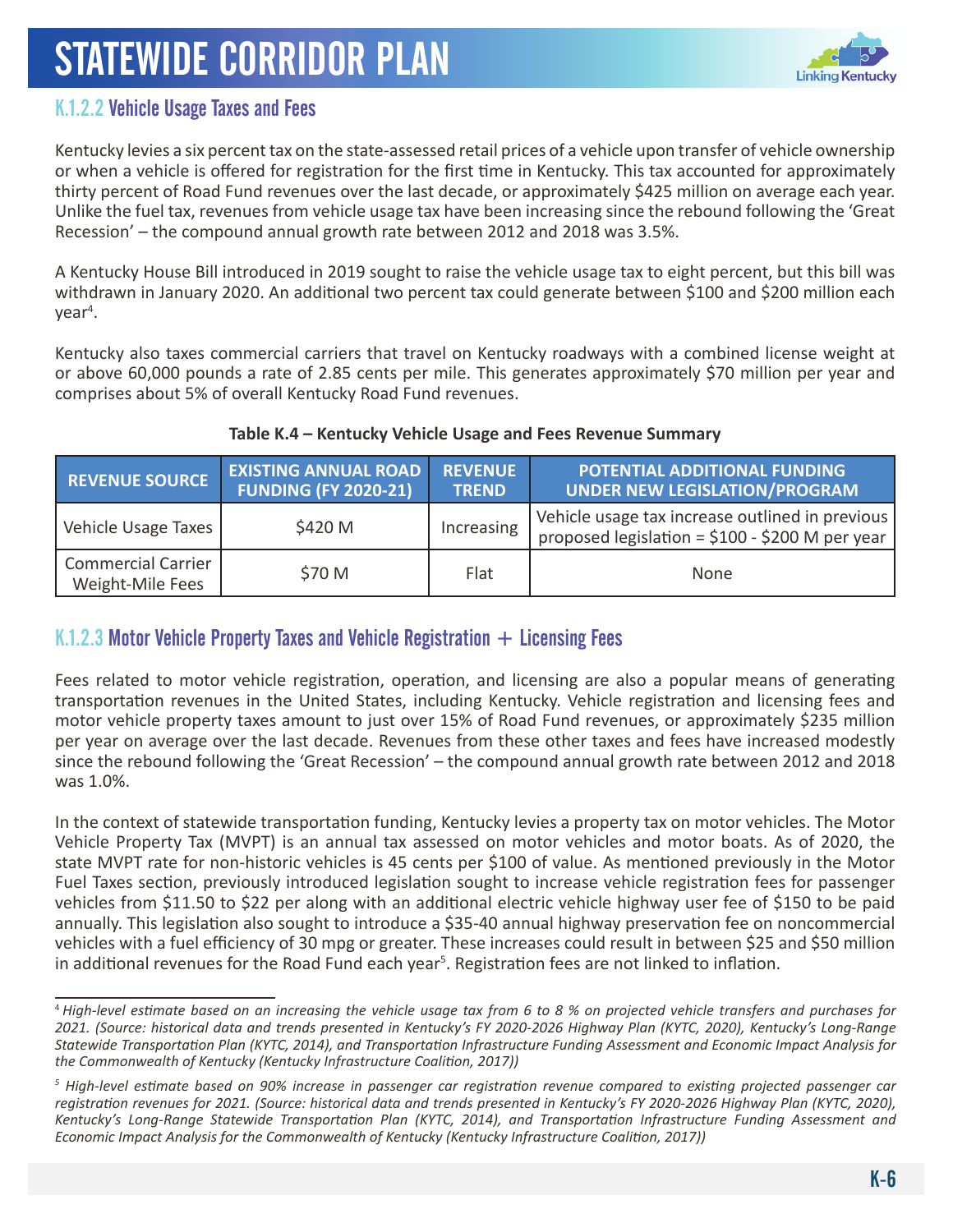### K.1.2.2 Vehicle Usage Taxes and Fees

Kentucky levies a six percent tax on the state-assessed retail prices of a vehicle upon transfer of vehicle ownership or when a vehicle is offered for registration for the first time in Kentucky. This tax accounted for approximately thirty percent of Road Fund revenues over the last decade, or approximately $425 million on average each year. Unlike the fuel tax, revenues from vehicle usage tax have been increasing since the rebound following the 'Great Recession' – the compound annual growth rate between 2012 and 2018 was 3.5%.

A Kentucky House Bill introduced in 2019 sought to raise the vehicle usage tax to eight percent, but this bill was withdrawn in January 2020. An additional two percent tax could generate between $100 and $200 million each year[4].

Kentucky also taxes commercial carriers that travel on Kentucky roadways with a combined license weight at or above 60,000 pounds a rate of 2.85 cents per mile. This generates approximately $70 million per year and comprises about 5% of overall Kentucky Road Fund revenues.

**Table K.4 – Kentucky Vehicle Usage and Fees Revenue Summary**

| REVENUE SOURCE | EXISTING ANNUAL ROAD FUNDING (FY 2020-21) | REVENUE TREND | POTENTIAL ADDITIONAL FUNDING UNDER NEW LEGISLATION/PROGRAM |
|---|---|---|---|
| Vehicle Usage Taxes | $420 M | Increasing | Vehicle usage tax increase outlined in previous proposed legislation = $100 - $200 M per year |
| Commercial Carrier Weight-Mile Fees | $70 M | Flat | None |

### K.1.2.3 Motor Vehicle Property Taxes and Vehicle Registration + Licensing Fees

Fees related to motor vehicle registration, operation, and licensing are also a popular means of generating transportation revenues in the United States, including Kentucky. Vehicle registration and licensing fees and motor vehicle property taxes amount to just over 15% of Road Fund revenues, or approximately $235 million per year on average over the last decade. Revenues from these other taxes and fees have increased modestly since the rebound following the 'Great Recession' – the compound annual growth rate between 2012 and 2018 was 1.0%.

In the context of statewide transportation funding, Kentucky levies a property tax on motor vehicles. The Motor Vehicle Property Tax (MVPT) is an annual tax assessed on motor vehicles and motor boats. As of 2020, the state MVPT rate for non-historic vehicles is 45 cents per $100 of value. As mentioned previously in the Motor Fuel Taxes section, previously introduced legislation sought to increase vehicle registration fees for passenger vehicles from $11.50 to $22 per along with an additional electric vehicle highway user fee of $150 to be paid annually. This legislation also sought to introduce a $35-40 annual highway preservation fee on noncommercial vehicles with a fuel efficiency of 30 mpg or greater. These increases could result in between $25 and $50 million in additional revenues for the Road Fund each year[5]. Registration fees are not linked to inflation.

---

[4] *High-level estimate based on an increasing the vehicle usage tax from 6 to 8 % on projected vehicle transfers and purchases for 2021. (Source: historical data and trends presented in Kentucky's FY 2020-2026 Highway Plan (KYTC, 2020), Kentucky's Long-Range Statewide Transportation Plan (KYTC, 2014), and Transportation Infrastructure Funding Assessment and Economic Impact Analysis for the Commonwealth of Kentucky (Kentucky Infrastructure Coalition, 2017))*

[5] *High-level estimate based on 90% increase in passenger car registration revenue compared to existing projected passenger car registration revenues for 2021. (Source: historical data and trends presented in Kentucky's FY 2020-2026 Highway Plan (KYTC, 2020), Kentucky's Long-Range Statewide Transportation Plan (KYTC, 2014), and Transportation Infrastructure Funding Assessment and Economic Impact Analysis for the Commonwealth of Kentucky (Kentucky Infrastructure Coalition, 2017))*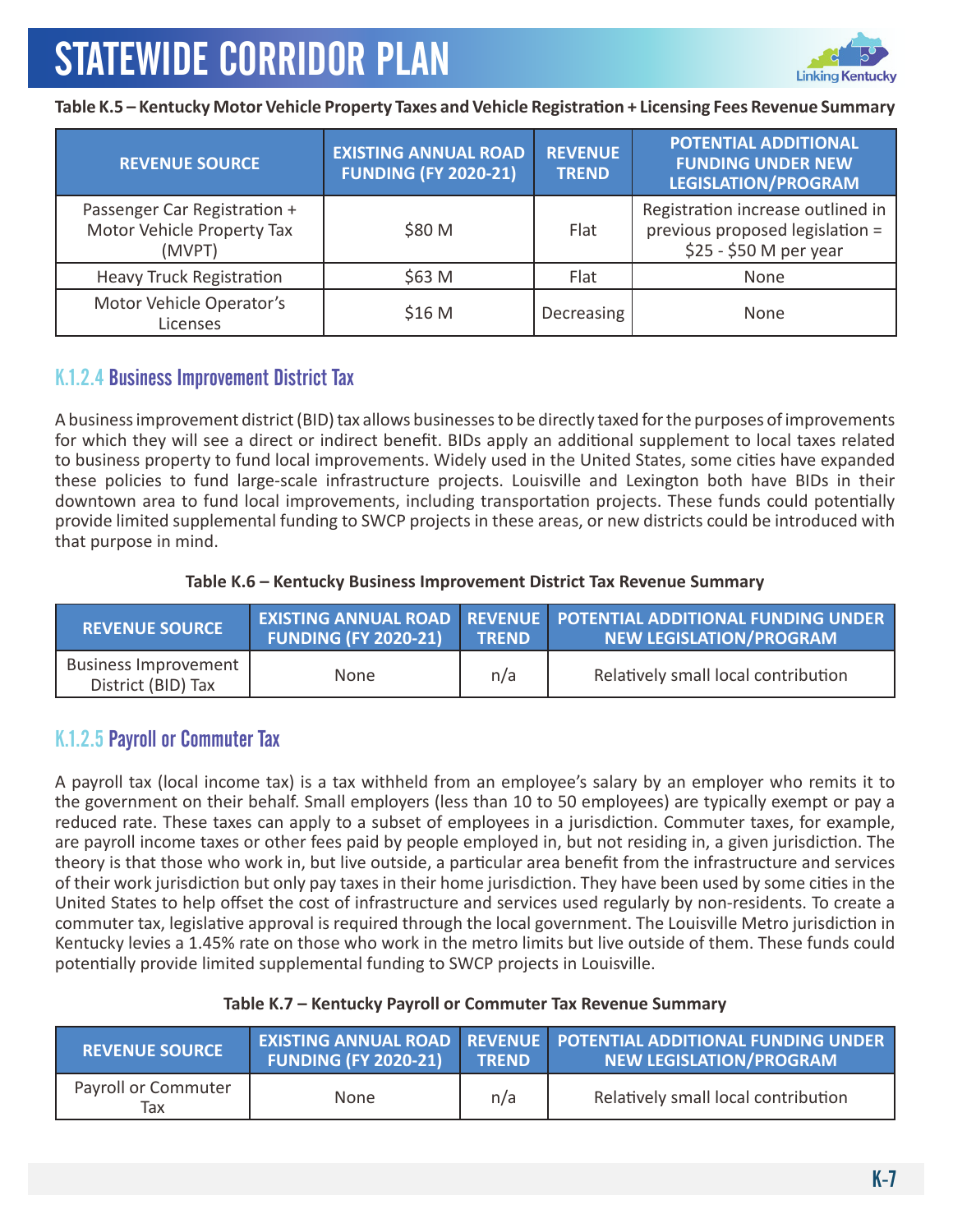**Table K.5 – Kentucky Motor Vehicle Property Taxes and Vehicle Registration + Licensing Fees Revenue Summary**

| REVENUE SOURCE | EXISTING ANNUAL ROAD FUNDING (FY 2020-21) | REVENUE TREND | POTENTIAL ADDITIONAL FUNDING UNDER NEW LEGISLATION/PROGRAM |
|---|---|---|---|
| Passenger Car Registration + Motor Vehicle Property Tax (MVPT) | $80 M | Flat | Registration increase outlined in previous proposed legislation = $25 - $50 M per year |
| Heavy Truck Registration | $63 M | Flat | None |
| Motor Vehicle Operator's Licenses | $16 M | Decreasing | None |

### K.1.2.4 Business Improvement District Tax

A business improvement district (BID) tax allows businesses to be directly taxed for the purposes of improvements for which they will see a direct or indirect benefit. BIDs apply an additional supplement to local taxes related to business property to fund local improvements. Widely used in the United States, some cities have expanded these policies to fund large-scale infrastructure projects. Louisville and Lexington both have BIDs in their downtown area to fund local improvements, including transportation projects. These funds could potentially provide limited supplemental funding to SWCP projects in these areas, or new districts could be introduced with that purpose in mind.

**Table K.6 – Kentucky Business Improvement District Tax Revenue Summary**

| REVENUE SOURCE | EXISTING ANNUAL ROAD FUNDING (FY 2020-21) | REVENUE TREND | POTENTIAL ADDITIONAL FUNDING UNDER NEW LEGISLATION/PROGRAM |
|---|---|---|---|
| Business Improvement District (BID) Tax | None | n/a | Relatively small local contribution |

### K.1.2.5 Payroll or Commuter Tax

A payroll tax (local income tax) is a tax withheld from an employee's salary by an employer who remits it to the government on their behalf. Small employers (less than 10 to 50 employees) are typically exempt or pay a reduced rate. These taxes can apply to a subset of employees in a jurisdiction. Commuter taxes, for example, are payroll income taxes or other fees paid by people employed in, but not residing in, a given jurisdiction. The theory is that those who work in, but live outside, a particular area benefit from the infrastructure and services of their work jurisdiction but only pay taxes in their home jurisdiction. They have been used by some cities in the United States to help offset the cost of infrastructure and services used regularly by non-residents. To create a commuter tax, legislative approval is required through the local government. The Louisville Metro jurisdiction in Kentucky levies a 1.45% rate on those who work in the metro limits but live outside of them. These funds could potentially provide limited supplemental funding to SWCP projects in Louisville.

**Table K.7 – Kentucky Payroll or Commuter Tax Revenue Summary**

| REVENUE SOURCE | EXISTING ANNUAL ROAD FUNDING (FY 2020-21) | REVENUE TREND | POTENTIAL ADDITIONAL FUNDING UNDER NEW LEGISLATION/PROGRAM |
|---|---|---|---|
| Payroll or Commuter Tax | None | n/a | Relatively small local contribution |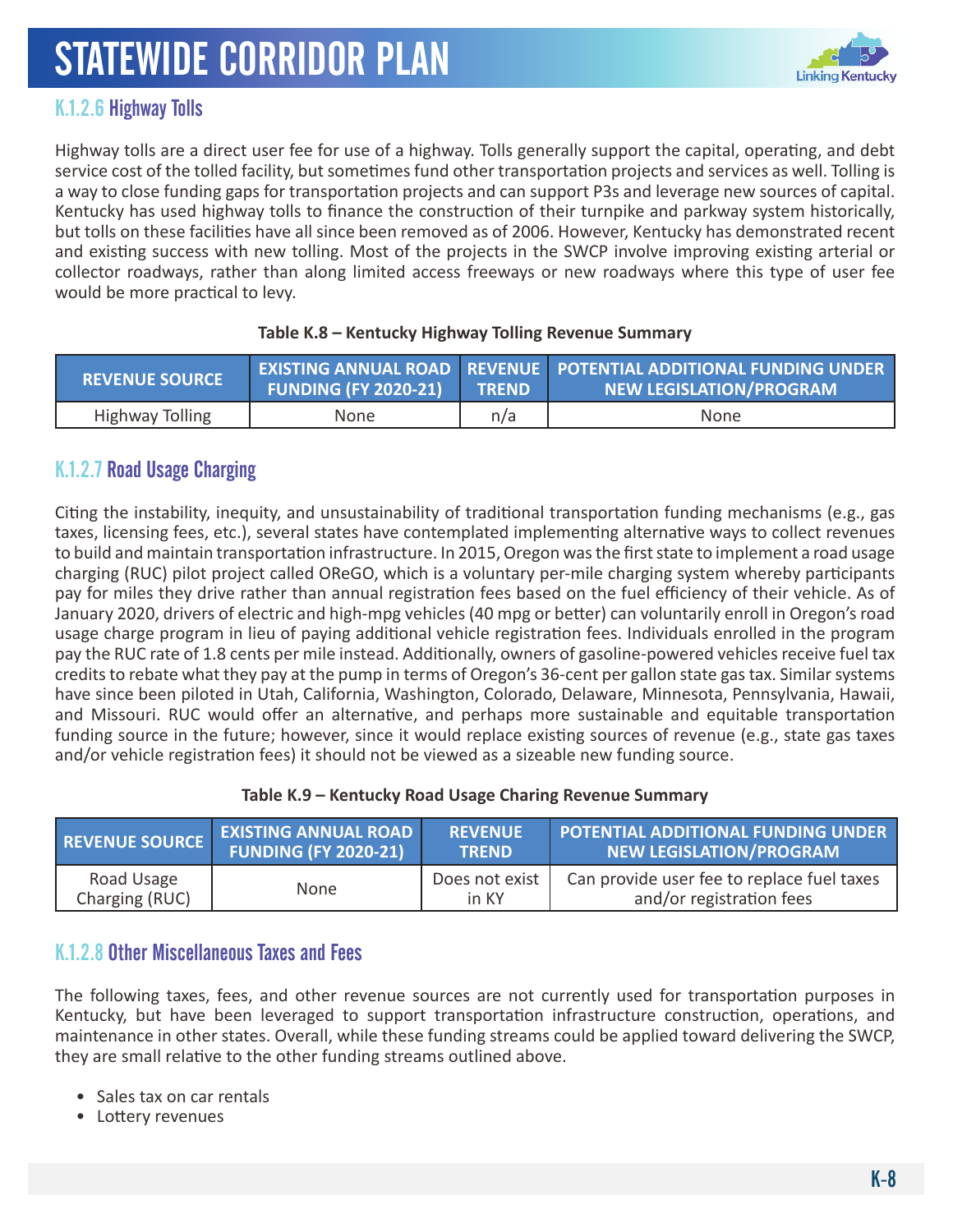### K.1.2.6 Highway Tolls

Highway tolls are a direct user fee for use of a highway. Tolls generally support the capital, operating, and debt service cost of the tolled facility, but sometimes fund other transportation projects and services as well. Tolling is a way to close funding gaps for transportation projects and can support P3s and leverage new sources of capital. Kentucky has used highway tolls to finance the construction of their turnpike and parkway system historically, but tolls on these facilities have all since been removed as of 2006. However, Kentucky has demonstrated recent and existing success with new tolling. Most of the projects in the SWCP involve improving existing arterial or collector roadways, rather than along limited access freeways or new roadways where this type of user fee would be more practical to levy.

**Table K.8 – Kentucky Highway Tolling Revenue Summary**

| REVENUE SOURCE | EXISTING ANNUAL ROAD FUNDING (FY 2020-21) | REVENUE TREND | POTENTIAL ADDITIONAL FUNDING UNDER NEW LEGISLATION/PROGRAM |
|---|---|---|---|
| Highway Tolling | None | n/a | None |

### K.1.2.7 Road Usage Charging

Citing the instability, inequity, and unsustainability of traditional transportation funding mechanisms (e.g., gas taxes, licensing fees, etc.), several states have contemplated implementing alternative ways to collect revenues to build and maintain transportation infrastructure. In 2015, Oregon was the first state to implement a road usage charging (RUC) pilot project called OReGO, which is a voluntary per-mile charging system whereby participants pay for miles they drive rather than annual registration fees based on the fuel efficiency of their vehicle. As of January 2020, drivers of electric and high-mpg vehicles (40 mpg or better) can voluntarily enroll in Oregon's road usage charge program in lieu of paying additional vehicle registration fees. Individuals enrolled in the program pay the RUC rate of 1.8 cents per mile instead. Additionally, owners of gasoline-powered vehicles receive fuel tax credits to rebate what they pay at the pump in terms of Oregon's 36-cent per gallon state gas tax. Similar systems have since been piloted in Utah, California, Washington, Colorado, Delaware, Minnesota, Pennsylvania, Hawaii, and Missouri. RUC would offer an alternative, and perhaps more sustainable and equitable transportation funding source in the future; however, since it would replace existing sources of revenue (e.g., state gas taxes and/or vehicle registration fees) it should not be viewed as a sizeable new funding source.

**Table K.9 – Kentucky Road Usage Charing Revenue Summary**

| REVENUE SOURCE | EXISTING ANNUAL ROAD FUNDING (FY 2020-21) | REVENUE TREND | POTENTIAL ADDITIONAL FUNDING UNDER NEW LEGISLATION/PROGRAM |
|---|---|---|---|
| Road Usage Charging (RUC) | None | Does not exist in KY | Can provide user fee to replace fuel taxes and/or registration fees |

### K.1.2.8 Other Miscellaneous Taxes and Fees

The following taxes, fees, and other revenue sources are not currently used for transportation purposes in Kentucky, but have been leveraged to support transportation infrastructure construction, operations, and maintenance in other states. Overall, while these funding streams could be applied toward delivering the SWCP, they are small relative to the other funding streams outlined above.

- Sales tax on car rentals
- Lottery revenues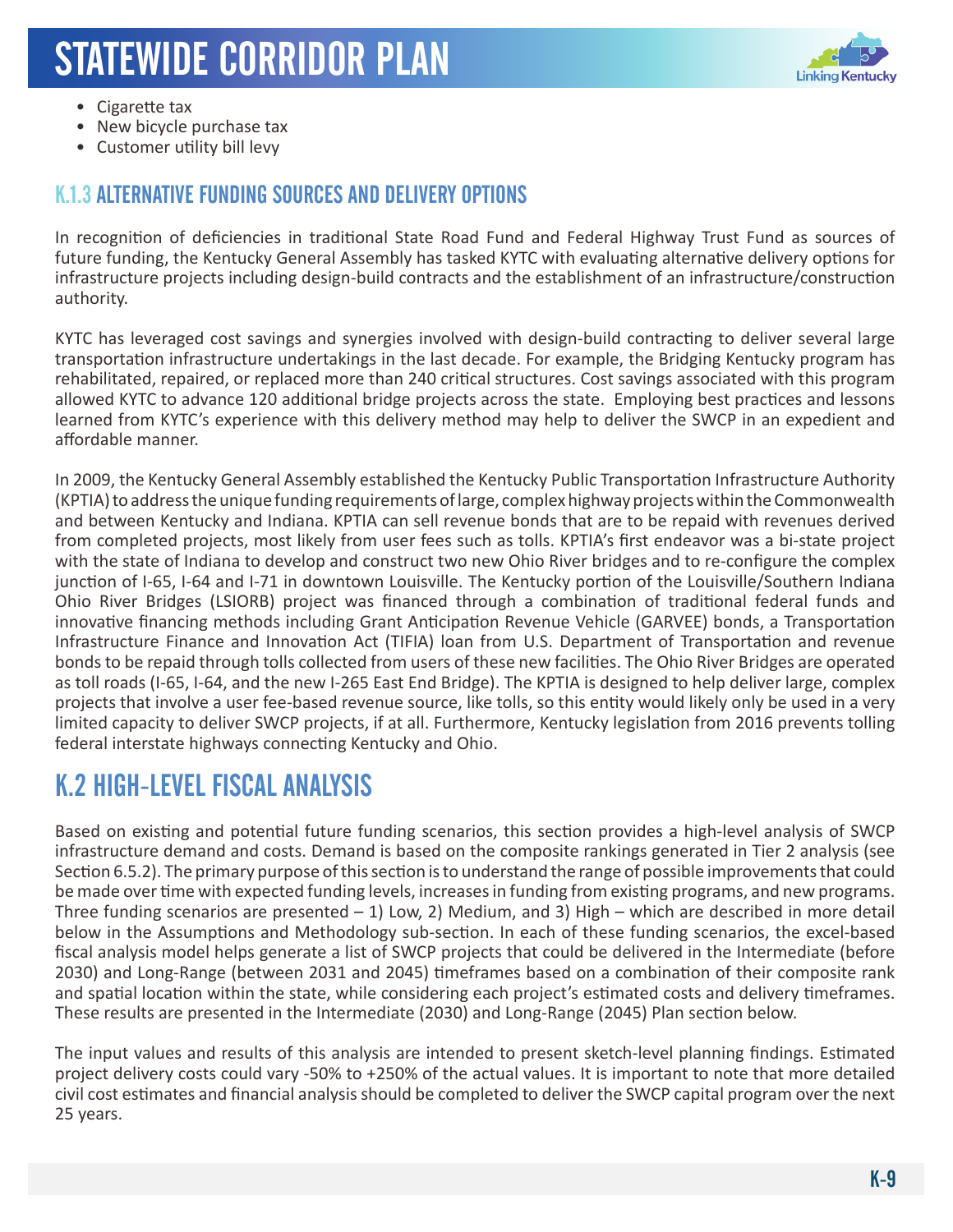- Cigarette tax
- New bicycle purchase tax
- Customer utility bill levy

### K.1.3 ALTERNATIVE FUNDING SOURCES AND DELIVERY OPTIONS

In recognition of deficiencies in traditional State Road Fund and Federal Highway Trust Fund as sources of future funding, the Kentucky General Assembly has tasked KYTC with evaluating alternative delivery options for infrastructure projects including design-build contracts and the establishment of an infrastructure/construction authority.

KYTC has leveraged cost savings and synergies involved with design-build contracting to deliver several large transportation infrastructure undertakings in the last decade. For example, the Bridging Kentucky program has rehabilitated, repaired, or replaced more than 240 critical structures. Cost savings associated with this program allowed KYTC to advance 120 additional bridge projects across the state. Employing best practices and lessons learned from KYTC's experience with this delivery method may help to deliver the SWCP in an expedient and affordable manner.

In 2009, the Kentucky General Assembly established the Kentucky Public Transportation Infrastructure Authority (KPTIA) to address the unique funding requirements of large, complex highway projects within the Commonwealth and between Kentucky and Indiana. KPTIA can sell revenue bonds that are to be repaid with revenues derived from completed projects, most likely from user fees such as tolls. KPTIA's first endeavor was a bi-state project with the state of Indiana to develop and construct two new Ohio River bridges and to re-configure the complex junction of I-65, I-64 and I-71 in downtown Louisville. The Kentucky portion of the Louisville/Southern Indiana Ohio River Bridges (LSIORB) project was financed through a combination of traditional federal funds and innovative financing methods including Grant Anticipation Revenue Vehicle (GARVEE) bonds, a Transportation Infrastructure Finance and Innovation Act (TIFIA) loan from U.S. Department of Transportation and revenue bonds to be repaid through tolls collected from users of these new facilities. The Ohio River Bridges are operated as toll roads (I-65, I-64, and the new I-265 East End Bridge). The KPTIA is designed to help deliver large, complex projects that involve a user fee-based revenue source, like tolls, so this entity would likely only be used in a very limited capacity to deliver SWCP projects, if at all. Furthermore, Kentucky legislation from 2016 prevents tolling federal interstate highways connecting Kentucky and Ohio.

## K.2 HIGH-LEVEL FISCAL ANALYSIS

Based on existing and potential future funding scenarios, this section provides a high-level analysis of SWCP infrastructure demand and costs. Demand is based on the composite rankings generated in Tier 2 analysis (see Section 6.5.2). The primary purpose of this section is to understand the range of possible improvements that could be made over time with expected funding levels, increases in funding from existing programs, and new programs. Three funding scenarios are presented – 1) Low, 2) Medium, and 3) High – which are described in more detail below in the Assumptions and Methodology sub-section. In each of these funding scenarios, the excel-based fiscal analysis model helps generate a list of SWCP projects that could be delivered in the Intermediate (before 2030) and Long-Range (between 2031 and 2045) timeframes based on a combination of their composite rank and spatial location within the state, while considering each project's estimated costs and delivery timeframes. These results are presented in the Intermediate (2030) and Long-Range (2045) Plan section below.

The input values and results of this analysis are intended to present sketch-level planning findings. Estimated project delivery costs could vary -50% to +250% of the actual values. It is important to note that more detailed civil cost estimates and financial analysis should be completed to deliver the SWCP capital program over the next 25 years.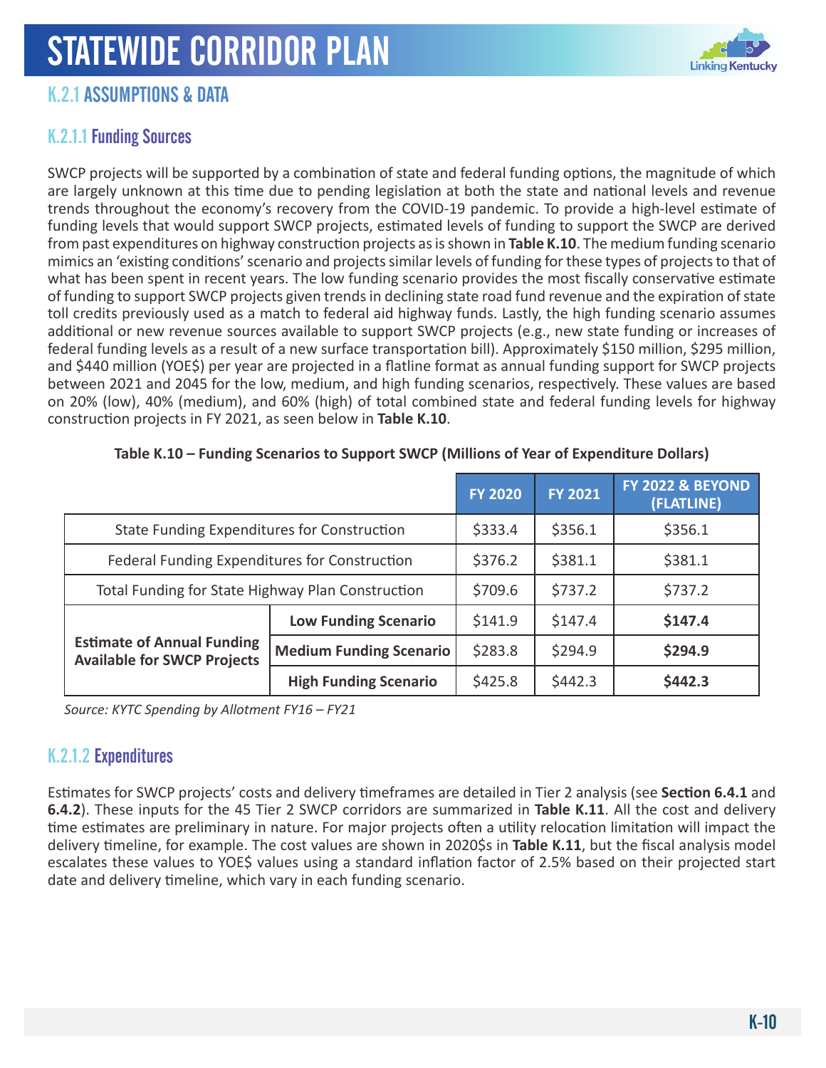## K.2.1 ASSUMPTIONS & DATA

### K.2.1.1 Funding Sources

SWCP projects will be supported by a combination of state and federal funding options, the magnitude of which are largely unknown at this time due to pending legislation at both the state and national levels and revenue trends throughout the economy's recovery from the COVID-19 pandemic. To provide a high-level estimate of funding levels that would support SWCP projects, estimated levels of funding to support the SWCP are derived from past expenditures on highway construction projects as is shown in **Table K.10**. The medium funding scenario mimics an 'existing conditions' scenario and projects similar levels of funding for these types of projects to that of what has been spent in recent years. The low funding scenario provides the most fiscally conservative estimate of funding to support SWCP projects given trends in declining state road fund revenue and the expiration of state toll credits previously used as a match to federal aid highway funds. Lastly, the high funding scenario assumes additional or new revenue sources available to support SWCP projects (e.g., new state funding or increases of federal funding levels as a result of a new surface transportation bill). Approximately $150 million, $295 million, and $440 million (YOE$) per year are projected in a flatline format as annual funding support for SWCP projects between 2021 and 2045 for the low, medium, and high funding scenarios, respectively. These values are based on 20% (low), 40% (medium), and 60% (high) of total combined state and federal funding levels for highway construction projects in FY 2021, as seen below in **Table K.10**.

**Table K.10 – Funding Scenarios to Support SWCP (Millions of Year of Expenditure Dollars)**

| | | FY 2020 | FY 2021 | FY 2022 & BEYOND (FLATLINE) |
|---|---|---|---|---|
| State Funding Expenditures for Construction | | $333.4 | $356.1 | $356.1 |
| Federal Funding Expenditures for Construction | | $376.2 | $381.1 | $381.1 |
| Total Funding for State Highway Plan Construction | | $709.6 | $737.2 | $737.2 |
| **Estimate of Annual Funding Available for SWCP Projects** | **Low Funding Scenario** | $141.9 | $147.4 | **$147.4** |
| | **Medium Funding Scenario** | $283.8 | $294.9 | **$294.9** |
| | **High Funding Scenario** | $425.8 | $442.3 | **$442.3** |

*Source: KYTC Spending by Allotment FY16 – FY21*

### K.2.1.2 Expenditures

Estimates for SWCP projects' costs and delivery timeframes are detailed in Tier 2 analysis (see **Section 6.4.1** and **6.4.2**). These inputs for the 45 Tier 2 SWCP corridors are summarized in **Table K.11**. All the cost and delivery time estimates are preliminary in nature. For major projects often a utility relocation limitation will impact the delivery timeline, for example. The cost values are shown in 2020$s in **Table K.11**, but the fiscal analysis model escalates these values to YOE$ values using a standard inflation factor of 2.5% based on their projected start date and delivery timeline, which vary in each funding scenario.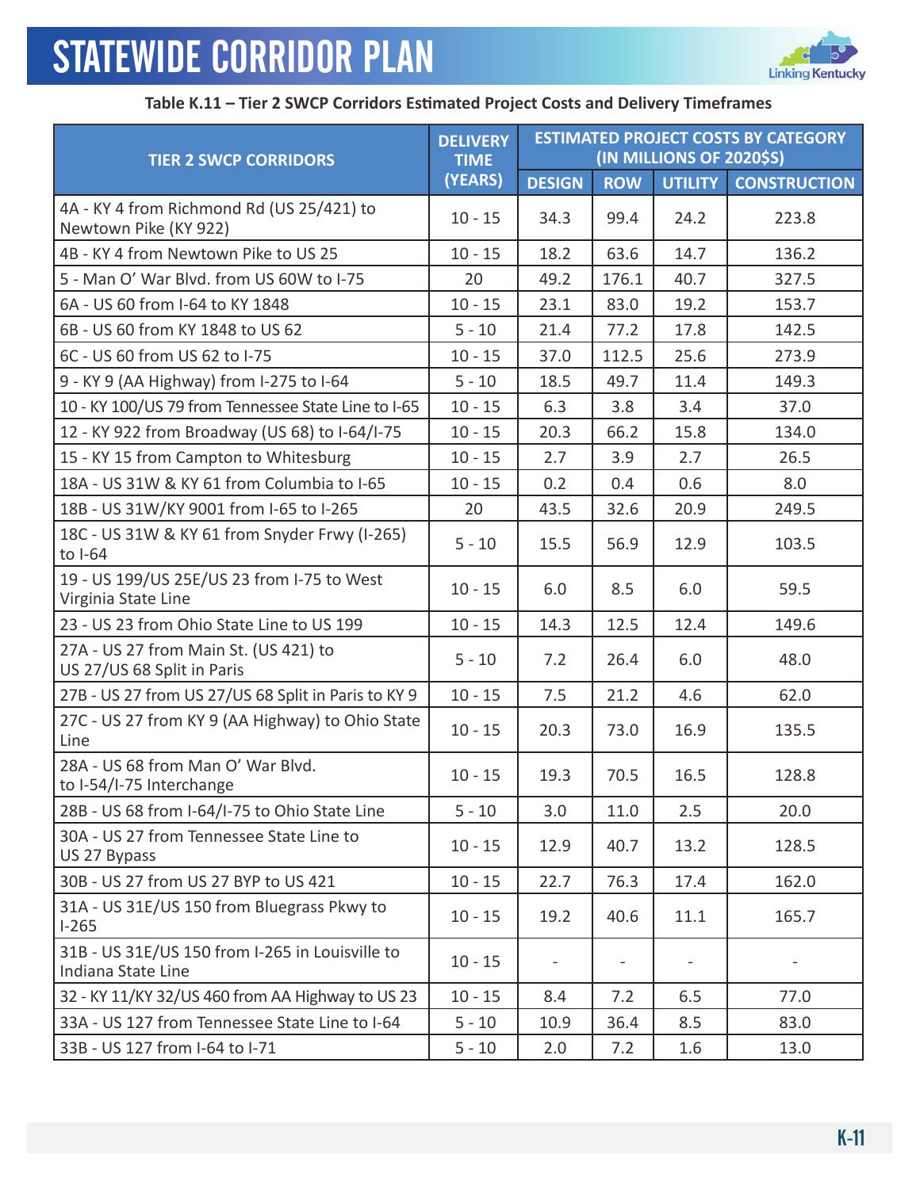# STATEWIDE CORRIDOR PLAN

**Table K.11 – Tier 2 SWCP Corridors Estimated Project Costs and Delivery Timeframes**

| TIER 2 SWCP CORRIDORS | DELIVERY TIME (YEARS) | ESTIMATED PROJECT COSTS BY CATEGORY (IN MILLIONS OF 2020$S) | | | |
|---|---|---|---|---|---|
| | | DESIGN | ROW | UTILITY | CONSTRUCTION |
| 4A - KY 4 from Richmond Rd (US 25/421) to Newtown Pike (KY 922) | 10 - 15 | 34.3 | 99.4 | 24.2 | 223.8 |
| 4B - KY 4 from Newtown Pike to US 25 | 10 - 15 | 18.2 | 63.6 | 14.7 | 136.2 |
| 5 - Man O' War Blvd. from US 60W to I-75 | 20 | 49.2 | 176.1 | 40.7 | 327.5 |
| 6A - US 60 from I-64 to KY 1848 | 10 - 15 | 23.1 | 83.0 | 19.2 | 153.7 |
| 6B - US 60 from KY 1848 to US 62 | 5 - 10 | 21.4 | 77.2 | 17.8 | 142.5 |
| 6C - US 60 from US 62 to I-75 | 10 - 15 | 37.0 | 112.5 | 25.6 | 273.9 |
| 9 - KY 9 (AA Highway) from I-275 to I-64 | 5 - 10 | 18.5 | 49.7 | 11.4 | 149.3 |
| 10 - KY 100/US 79 from Tennessee State Line to I-65 | 10 - 15 | 6.3 | 3.8 | 3.4 | 37.0 |
| 12 - KY 922 from Broadway (US 68) to I-64/I-75 | 10 - 15 | 20.3 | 66.2 | 15.8 | 134.0 |
| 15 - KY 15 from Campton to Whitesburg | 10 - 15 | 2.7 | 3.9 | 2.7 | 26.5 |
| 18A - US 31W & KY 61 from Columbia to I-65 | 10 - 15 | 0.2 | 0.4 | 0.6 | 8.0 |
| 18B - US 31W/KY 9001 from I-65 to I-265 | 20 | 43.5 | 32.6 | 20.9 | 249.5 |
| 18C - US 31W & KY 61 from Snyder Frwy (I-265) to I-64 | 5 - 10 | 15.5 | 56.9 | 12.9 | 103.5 |
| 19 - US 199/US 25E/US 23 from I-75 to West Virginia State Line | 10 - 15 | 6.0 | 8.5 | 6.0 | 59.5 |
| 23 - US 23 from Ohio State Line to US 199 | 10 - 15 | 14.3 | 12.5 | 12.4 | 149.6 |
| 27A - US 27 from Main St. (US 421) to US 27/US 68 Split in Paris | 5 - 10 | 7.2 | 26.4 | 6.0 | 48.0 |
| 27B - US 27 from US 27/US 68 Split in Paris to KY 9 | 10 - 15 | 7.5 | 21.2 | 4.6 | 62.0 |
| 27C - US 27 from KY 9 (AA Highway) to Ohio State Line | 10 - 15 | 20.3 | 73.0 | 16.9 | 135.5 |
| 28A - US 68 from Man O' War Blvd. to I-54/I-75 Interchange | 10 - 15 | 19.3 | 70.5 | 16.5 | 128.8 |
| 28B - US 68 from I-64/I-75 to Ohio State Line | 5 - 10 | 3.0 | 11.0 | 2.5 | 20.0 |
| 30A - US 27 from Tennessee State Line to US 27 Bypass | 10 - 15 | 12.9 | 40.7 | 13.2 | 128.5 |
| 30B - US 27 from US 27 BYP to US 421 | 10 - 15 | 22.7 | 76.3 | 17.4 | 162.0 |
| 31A - US 31E/US 150 from Bluegrass Pkwy to I-265 | 10 - 15 | 19.2 | 40.6 | 11.1 | 165.7 |
| 31B - US 31E/US 150 from I-265 in Louisville to Indiana State Line | 10 - 15 | - | - | - | - |
| 32 - KY 11/KY 32/US 460 from AA Highway to US 23 | 10 - 15 | 8.4 | 7.2 | 6.5 | 77.0 |
| 33A - US 127 from Tennessee State Line to I-64 | 5 - 10 | 10.9 | 36.4 | 8.5 | 83.0 |
| 33B - US 127 from I-64 to I-71 | 5 - 10 | 2.0 | 7.2 | 1.6 | 13.0 |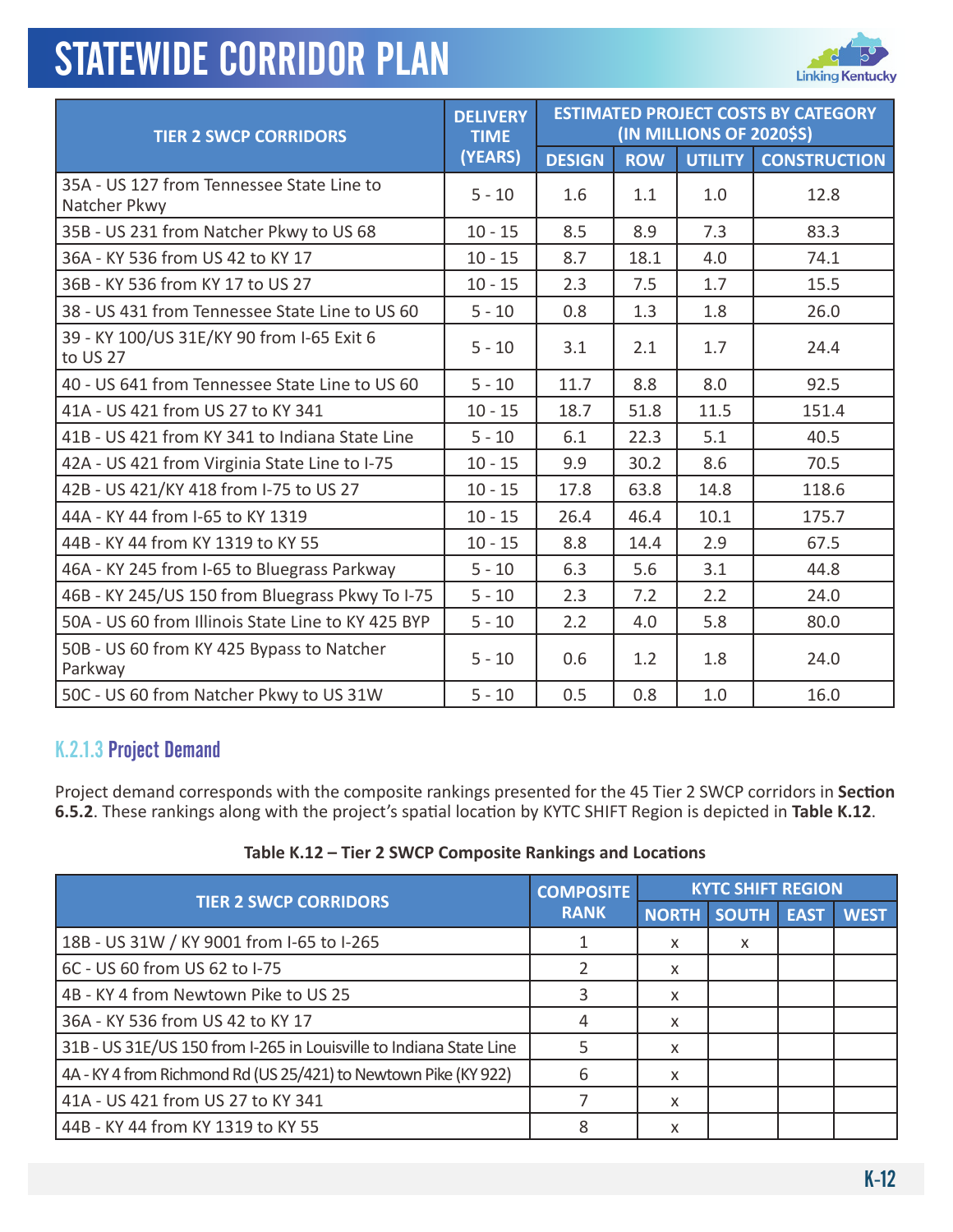| TIER 2 SWCP CORRIDORS | DELIVERY TIME (YEARS) | ESTIMATED PROJECT COSTS BY CATEGORY (IN MILLIONS OF 2020$S) | | | |
|---|---|---|---|---|---|
| | | DESIGN | ROW | UTILITY | CONSTRUCTION |
| 35A - US 127 from Tennessee State Line to Natcher Pkwy | 5 - 10 | 1.6 | 1.1 | 1.0 | 12.8 |
| 35B - US 231 from Natcher Pkwy to US 68 | 10 - 15 | 8.5 | 8.9 | 7.3 | 83.3 |
| 36A - KY 536 from US 42 to KY 17 | 10 - 15 | 8.7 | 18.1 | 4.0 | 74.1 |
| 36B - KY 536 from KY 17 to US 27 | 10 - 15 | 2.3 | 7.5 | 1.7 | 15.5 |
| 38 - US 431 from Tennessee State Line to US 60 | 5 - 10 | 0.8 | 1.3 | 1.8 | 26.0 |
| 39 - KY 100/US 31E/KY 90 from I-65 Exit 6 to US 27 | 5 - 10 | 3.1 | 2.1 | 1.7 | 24.4 |
| 40 - US 641 from Tennessee State Line to US 60 | 5 - 10 | 11.7 | 8.8 | 8.0 | 92.5 |
| 41A - US 421 from US 27 to KY 341 | 10 - 15 | 18.7 | 51.8 | 11.5 | 151.4 |
| 41B - US 421 from KY 341 to Indiana State Line | 5 - 10 | 6.1 | 22.3 | 5.1 | 40.5 |
| 42A - US 421 from Virginia State Line to I-75 | 10 - 15 | 9.9 | 30.2 | 8.6 | 70.5 |
| 42B - US 421/KY 418 from I-75 to US 27 | 10 - 15 | 17.8 | 63.8 | 14.8 | 118.6 |
| 44A - KY 44 from I-65 to KY 1319 | 10 - 15 | 26.4 | 46.4 | 10.1 | 175.7 |
| 44B - KY 44 from KY 1319 to KY 55 | 10 - 15 | 8.8 | 14.4 | 2.9 | 67.5 |
| 46A - KY 245 from I-65 to Bluegrass Parkway | 5 - 10 | 6.3 | 5.6 | 3.1 | 44.8 |
| 46B - KY 245/US 150 from Bluegrass Pkwy To I-75 | 5 - 10 | 2.3 | 7.2 | 2.2 | 24.0 |
| 50A - US 60 from Illinois State Line to KY 425 BYP | 5 - 10 | 2.2 | 4.0 | 5.8 | 80.0 |
| 50B - US 60 from KY 425 Bypass to Natcher Parkway | 5 - 10 | 0.6 | 1.2 | 1.8 | 24.0 |
| 50C - US 60 from Natcher Pkwy to US 31W | 5 - 10 | 0.5 | 0.8 | 1.0 | 16.0 |

### K.2.1.3 Project Demand

Project demand corresponds with the composite rankings presented for the 45 Tier 2 SWCP corridors in **Section 6.5.2**. These rankings along with the project's spatial location by KYTC SHIFT Region is depicted in **Table K.12**.

**Table K.12 – Tier 2 SWCP Composite Rankings and Locations**

| TIER 2 SWCP CORRIDORS | COMPOSITE RANK | KYTC SHIFT REGION | | | |
|---|---|---|---|---|---|
| | | NORTH | SOUTH | EAST | WEST |
| 18B - US 31W / KY 9001 from I-65 to I-265 | 1 | x | x | | |
| 6C - US 60 from US 62 to I-75 | 2 | x | | | |
| 4B - KY 4 from Newtown Pike to US 25 | 3 | x | | | |
| 36A - KY 536 from US 42 to KY 17 | 4 | x | | | |
| 31B - US 31E/US 150 from I-265 in Louisville to Indiana State Line | 5 | x | | | |
| 4A - KY 4 from Richmond Rd (US 25/421) to Newtown Pike (KY 922) | 6 | x | | | |
| 41A - US 421 from US 27 to KY 341 | 7 | x | | | |
| 44B - KY 44 from KY 1319 to KY 55 | 8 | x | | | |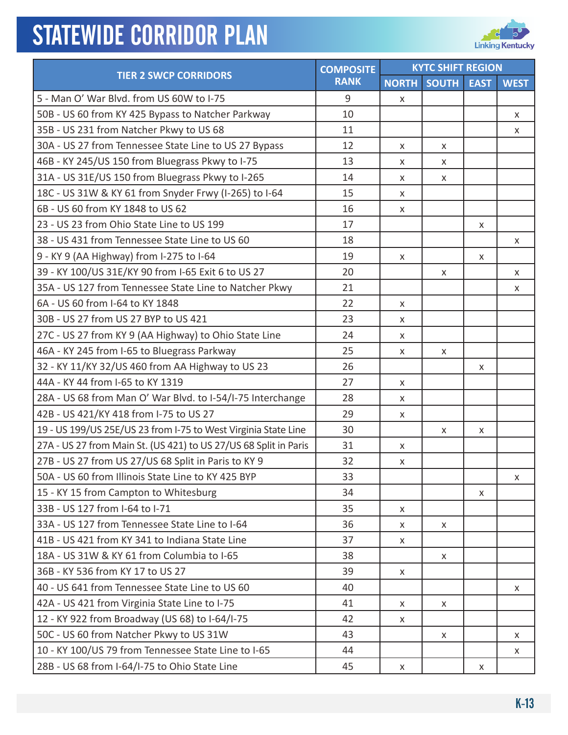# STATEWIDE CORRIDOR PLAN

| TIER 2 SWCP CORRIDORS | COMPOSITE RANK | KYTC SHIFT REGION | | | |
|---|---|---|---|---|---|
| | | NORTH | SOUTH | EAST | WEST |
| 5 - Man O' War Blvd. from US 60W to I-75 | 9 | x | | | |
| 50B - US 60 from KY 425 Bypass to Natcher Parkway | 10 | | | | x |
| 35B - US 231 from Natcher Pkwy to US 68 | 11 | | | | x |
| 30A - US 27 from Tennessee State Line to US 27 Bypass | 12 | x | x | | |
| 46B - KY 245/US 150 from Bluegrass Pkwy to I-75 | 13 | x | x | | |
| 31A - US 31E/US 150 from Bluegrass Pkwy to I-265 | 14 | x | x | | |
| 18C - US 31W & KY 61 from Snyder Frwy (I-265) to I-64 | 15 | x | | | |
| 6B - US 60 from KY 1848 to US 62 | 16 | x | | | |
| 23 - US 23 from Ohio State Line to US 199 | 17 | | | x | |
| 38 - US 431 from Tennessee State Line to US 60 | 18 | | | | x |
| 9 - KY 9 (AA Highway) from I-275 to I-64 | 19 | x | | x | |
| 39 - KY 100/US 31E/KY 90 from I-65 Exit 6 to US 27 | 20 | | x | | x |
| 35A - US 127 from Tennessee State Line to Natcher Pkwy | 21 | | | | x |
| 6A - US 60 from I-64 to KY 1848 | 22 | x | | | |
| 30B - US 27 from US 27 BYP to US 421 | 23 | x | | | |
| 27C - US 27 from KY 9 (AA Highway) to Ohio State Line | 24 | x | | | |
| 46A - KY 245 from I-65 to Bluegrass Parkway | 25 | x | x | | |
| 32 - KY 11/KY 32/US 460 from AA Highway to US 23 | 26 | | | x | |
| 44A - KY 44 from I-65 to KY 1319 | 27 | x | | | |
| 28A - US 68 from Man O' War Blvd. to I-54/I-75 Interchange | 28 | x | | | |
| 42B - US 421/KY 418 from I-75 to US 27 | 29 | x | | | |
| 19 - US 199/US 25E/US 23 from I-75 to West Virginia State Line | 30 | | x | x | |
| 27A - US 27 from Main St. (US 421) to US 27/US 68 Split in Paris | 31 | x | | | |
| 27B - US 27 from US 27/US 68 Split in Paris to KY 9 | 32 | x | | | |
| 50A - US 60 from Illinois State Line to KY 425 BYP | 33 | | | | x |
| 15 - KY 15 from Campton to Whitesburg | 34 | | | x | |
| 33B - US 127 from I-64 to I-71 | 35 | x | | | |
| 33A - US 127 from Tennessee State Line to I-64 | 36 | x | x | | |
| 41B - US 421 from KY 341 to Indiana State Line | 37 | x | | | |
| 18A - US 31W & KY 61 from Columbia to I-65 | 38 | | x | | |
| 36B - KY 536 from KY 17 to US 27 | 39 | x | | | |
| 40 - US 641 from Tennessee State Line to US 60 | 40 | | | | x |
| 42A - US 421 from Virginia State Line to I-75 | 41 | x | x | | |
| 12 - KY 922 from Broadway (US 68) to I-64/I-75 | 42 | x | | | |
| 50C - US 60 from Natcher Pkwy to US 31W | 43 | | x | | x |
| 10 - KY 100/US 79 from Tennessee State Line to I-65 | 44 | | | | x |
| 28B - US 68 from I-64/I-75 to Ohio State Line | 45 | x | | x | |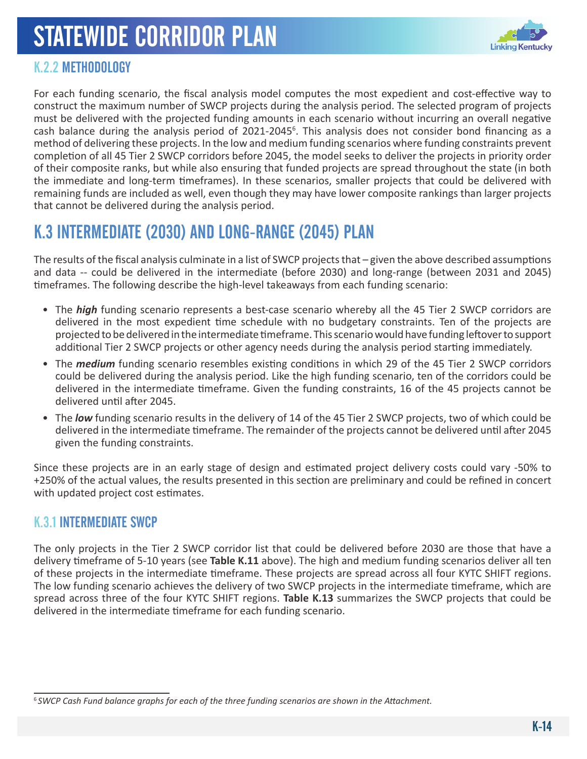### K.2.2 METHODOLOGY

For each funding scenario, the fiscal analysis model computes the most expedient and cost-effective way to construct the maximum number of SWCP projects during the analysis period. The selected program of projects must be delivered with the projected funding amounts in each scenario without incurring an overall negative cash balance during the analysis period of 2021-2045[6]. This analysis does not consider bond financing as a method of delivering these projects. In the low and medium funding scenarios where funding constraints prevent completion of all 45 Tier 2 SWCP corridors before 2045, the model seeks to deliver the projects in priority order of their composite ranks, but while also ensuring that funded projects are spread throughout the state (in both the immediate and long-term timeframes). In these scenarios, smaller projects that could be delivered with remaining funds are included as well, even though they may have lower composite rankings than larger projects that cannot be delivered during the analysis period.

## K.3 INTERMEDIATE (2030) AND LONG-RANGE (2045) PLAN

The results of the fiscal analysis culminate in a list of SWCP projects that – given the above described assumptions and data -- could be delivered in the intermediate (before 2030) and long-range (between 2031 and 2045) timeframes. The following describe the high-level takeaways from each funding scenario:

- The ***high*** funding scenario represents a best-case scenario whereby all the 45 Tier 2 SWCP corridors are delivered in the most expedient time schedule with no budgetary constraints. Ten of the projects are projected to be delivered in the intermediate timeframe. This scenario would have funding leftover to support additional Tier 2 SWCP projects or other agency needs during the analysis period starting immediately.
- The ***medium*** funding scenario resembles existing conditions in which 29 of the 45 Tier 2 SWCP corridors could be delivered during the analysis period. Like the high funding scenario, ten of the corridors could be delivered in the intermediate timeframe. Given the funding constraints, 16 of the 45 projects cannot be delivered until after 2045.
- The ***low*** funding scenario results in the delivery of 14 of the 45 Tier 2 SWCP projects, two of which could be delivered in the intermediate timeframe. The remainder of the projects cannot be delivered until after 2045 given the funding constraints.

Since these projects are in an early stage of design and estimated project delivery costs could vary -50% to +250% of the actual values, the results presented in this section are preliminary and could be refined in concert with updated project cost estimates.

### K.3.1 INTERMEDIATE SWCP

The only projects in the Tier 2 SWCP corridor list that could be delivered before 2030 are those that have a delivery timeframe of 5-10 years (see **Table K.11** above). The high and medium funding scenarios deliver all ten of these projects in the intermediate timeframe. These projects are spread across all four KYTC SHIFT regions. The low funding scenario achieves the delivery of two SWCP projects in the intermediate timeframe, which are spread across three of the four KYTC SHIFT regions. **Table K.13** summarizes the SWCP projects that could be delivered in the intermediate timeframe for each funding scenario.

---

[6] *SWCP Cash Fund balance graphs for each of the three funding scenarios are shown in the Attachment.*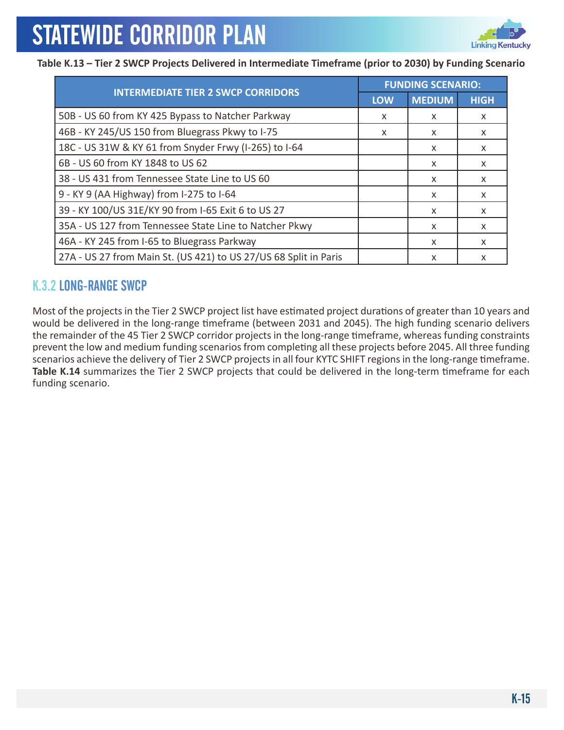**Table K.13 – Tier 2 SWCP Projects Delivered in Intermediate Timeframe (prior to 2030) by Funding Scenario**

| INTERMEDIATE TIER 2 SWCP CORRIDORS | FUNDING SCENARIO: | | |
|---|---|---|---|
| | LOW | MEDIUM | HIGH |
| 50B - US 60 from KY 425 Bypass to Natcher Parkway | x | x | x |
| 46B - KY 245/US 150 from Bluegrass Pkwy to I-75 | x | x | x |
| 18C - US 31W & KY 61 from Snyder Frwy (I-265) to I-64 | | x | x |
| 6B - US 60 from KY 1848 to US 62 | | x | x |
| 38 - US 431 from Tennessee State Line to US 60 | | x | x |
| 9 - KY 9 (AA Highway) from I-275 to I-64 | | x | x |
| 39 - KY 100/US 31E/KY 90 from I-65 Exit 6 to US 27 | | x | x |
| 35A - US 127 from Tennessee State Line to Natcher Pkwy | | x | x |
| 46A - KY 245 from I-65 to Bluegrass Parkway | | x | x |
| 27A - US 27 from Main St. (US 421) to US 27/US 68 Split in Paris | | x | x |

## K.3.2 LONG-RANGE SWCP

Most of the projects in the Tier 2 SWCP project list have estimated project durations of greater than 10 years and would be delivered in the long-range timeframe (between 2031 and 2045). The high funding scenario delivers the remainder of the 45 Tier 2 SWCP corridor projects in the long-range timeframe, whereas funding constraints prevent the low and medium funding scenarios from completing all these projects before 2045. All three funding scenarios achieve the delivery of Tier 2 SWCP projects in all four KYTC SHIFT regions in the long-range timeframe. **Table K.14** summarizes the Tier 2 SWCP projects that could be delivered in the long-term timeframe for each funding scenario.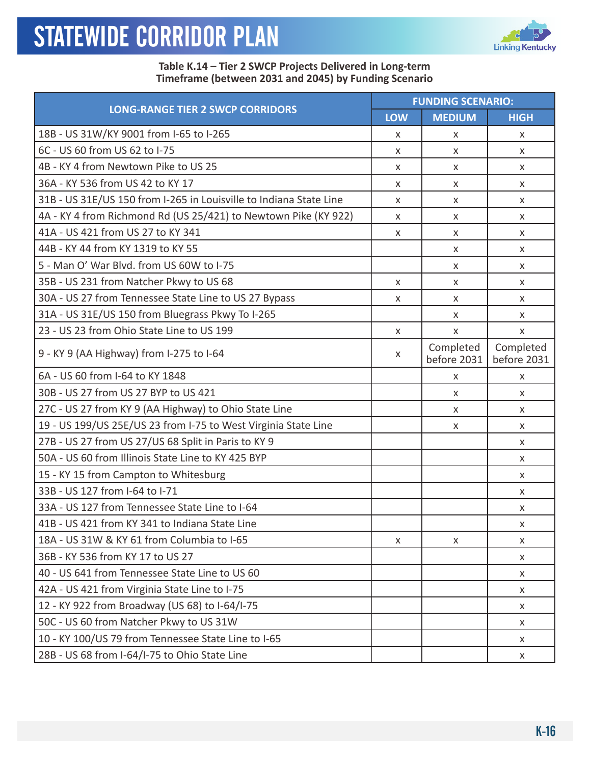**Table K.14 – Tier 2 SWCP Projects Delivered in Long-term Timeframe (between 2031 and 2045) by Funding Scenario**

| LONG-RANGE TIER 2 SWCP CORRIDORS | FUNDING SCENARIO: | | |
|---|---|---|---|
| | LOW | MEDIUM | HIGH |
| 18B - US 31W/KY 9001 from I-65 to I-265 | x | x | x |
| 6C - US 60 from US 62 to I-75 | x | x | x |
| 4B - KY 4 from Newtown Pike to US 25 | x | x | x |
| 36A - KY 536 from US 42 to KY 17 | x | x | x |
| 31B - US 31E/US 150 from I-265 in Louisville to Indiana State Line | x | x | x |
| 4A - KY 4 from Richmond Rd (US 25/421) to Newtown Pike (KY 922) | x | x | x |
| 41A - US 421 from US 27 to KY 341 | x | x | x |
| 44B - KY 44 from KY 1319 to KY 55 | | x | x |
| 5 - Man O' War Blvd. from US 60W to I-75 | | x | x |
| 35B - US 231 from Natcher Pkwy to US 68 | x | x | x |
| 30A - US 27 from Tennessee State Line to US 27 Bypass | x | x | x |
| 31A - US 31E/US 150 from Bluegrass Pkwy To I-265 | | x | x |
| 23 - US 23 from Ohio State Line to US 199 | x | x | x |
| 9 - KY 9 (AA Highway) from I-275 to I-64 | x | Completed before 2031 | Completed before 2031 |
| 6A - US 60 from I-64 to KY 1848 | | x | x |
| 30B - US 27 from US 27 BYP to US 421 | | x | x |
| 27C - US 27 from KY 9 (AA Highway) to Ohio State Line | | x | x |
| 19 - US 199/US 25E/US 23 from I-75 to West Virginia State Line | | x | x |
| 27B - US 27 from US 27/US 68 Split in Paris to KY 9 | | | x |
| 50A - US 60 from Illinois State Line to KY 425 BYP | | | x |
| 15 - KY 15 from Campton to Whitesburg | | | x |
| 33B - US 127 from I-64 to I-71 | | | x |
| 33A - US 127 from Tennessee State Line to I-64 | | | x |
| 41B - US 421 from KY 341 to Indiana State Line | | | x |
| 18A - US 31W & KY 61 from Columbia to I-65 | x | x | x |
| 36B - KY 536 from KY 17 to US 27 | | | x |
| 40 - US 641 from Tennessee State Line to US 60 | | | x |
| 42A - US 421 from Virginia State Line to I-75 | | | x |
| 12 - KY 922 from Broadway (US 68) to I-64/I-75 | | | x |
| 50C - US 60 from Natcher Pkwy to US 31W | | | x |
| 10 - KY 100/US 79 from Tennessee State Line to I-65 | | | x |
| 28B - US 68 from I-64/I-75 to Ohio State Line | | | x |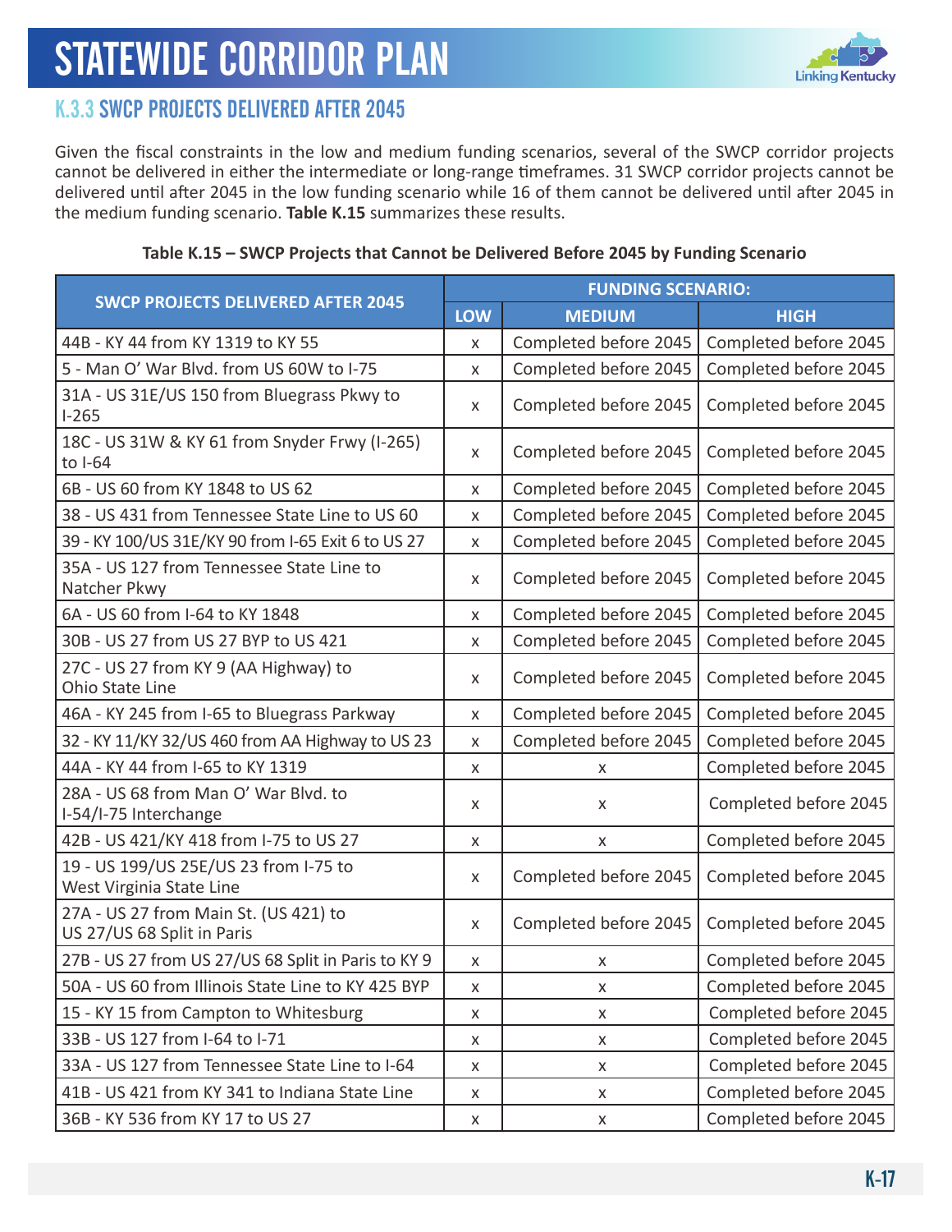# STATEWIDE CORRIDOR PLAN

## K.3.3 SWCP PROJECTS DELIVERED AFTER 2045

Given the fiscal constraints in the low and medium funding scenarios, several of the SWCP corridor projects cannot be delivered in either the intermediate or long-range timeframes. 31 SWCP corridor projects cannot be delivered until after 2045 in the low funding scenario while 16 of them cannot be delivered until after 2045 in the medium funding scenario. **Table K.15** summarizes these results.

**Table K.15 – SWCP Projects that Cannot be Delivered Before 2045 by Funding Scenario**

| SWCP PROJECTS DELIVERED AFTER 2045 | FUNDING SCENARIO: | | |
|---|---|---|---|
| | LOW | MEDIUM | HIGH |
| 44B - KY 44 from KY 1319 to KY 55 | x | Completed before 2045 | Completed before 2045 |
| 5 - Man O' War Blvd. from US 60W to I-75 | x | Completed before 2045 | Completed before 2045 |
| 31A - US 31E/US 150 from Bluegrass Pkwy to I-265 | x | Completed before 2045 | Completed before 2045 |
| 18C - US 31W & KY 61 from Snyder Frwy (I-265) to I-64 | x | Completed before 2045 | Completed before 2045 |
| 6B - US 60 from KY 1848 to US 62 | x | Completed before 2045 | Completed before 2045 |
| 38 - US 431 from Tennessee State Line to US 60 | x | Completed before 2045 | Completed before 2045 |
| 39 - KY 100/US 31E/KY 90 from I-65 Exit 6 to US 27 | x | Completed before 2045 | Completed before 2045 |
| 35A - US 127 from Tennessee State Line to Natcher Pkwy | x | Completed before 2045 | Completed before 2045 |
| 6A - US 60 from I-64 to KY 1848 | x | Completed before 2045 | Completed before 2045 |
| 30B - US 27 from US 27 BYP to US 421 | x | Completed before 2045 | Completed before 2045 |
| 27C - US 27 from KY 9 (AA Highway) to Ohio State Line | x | Completed before 2045 | Completed before 2045 |
| 46A - KY 245 from I-65 to Bluegrass Parkway | x | Completed before 2045 | Completed before 2045 |
| 32 - KY 11/KY 32/US 460 from AA Highway to US 23 | x | Completed before 2045 | Completed before 2045 |
| 44A - KY 44 from I-65 to KY 1319 | x | x | Completed before 2045 |
| 28A - US 68 from Man O' War Blvd. to I-54/I-75 Interchange | x | x | Completed before 2045 |
| 42B - US 421/KY 418 from I-75 to US 27 | x | x | Completed before 2045 |
| 19 - US 199/US 25E/US 23 from I-75 to West Virginia State Line | x | Completed before 2045 | Completed before 2045 |
| 27A - US 27 from Main St. (US 421) to US 27/US 68 Split in Paris | x | Completed before 2045 | Completed before 2045 |
| 27B - US 27 from US 27/US 68 Split in Paris to KY 9 | x | x | Completed before 2045 |
| 50A - US 60 from Illinois State Line to KY 425 BYP | x | x | Completed before 2045 |
| 15 - KY 15 from Campton to Whitesburg | x | x | Completed before 2045 |
| 33B - US 127 from I-64 to I-71 | x | x | Completed before 2045 |
| 33A - US 127 from Tennessee State Line to I-64 | x | x | Completed before 2045 |
| 41B - US 421 from KY 341 to Indiana State Line | x | x | Completed before 2045 |
| 36B - KY 536 from KY 17 to US 27 | x | x | Completed before 2045 |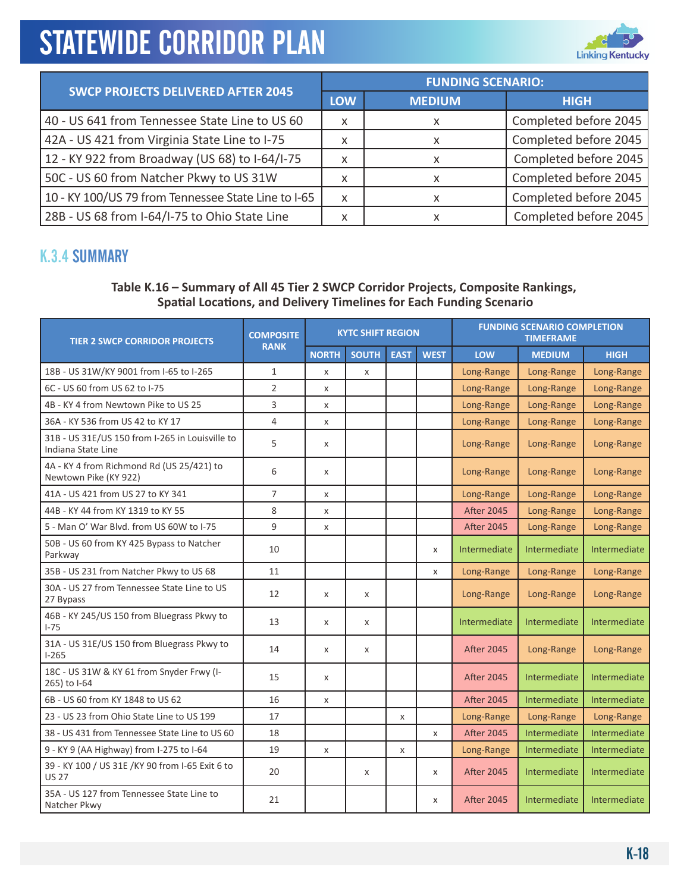| SWCP PROJECTS DELIVERED AFTER 2045 | FUNDING SCENARIO: | | |
|---|---|---|---|
| | LOW | MEDIUM | HIGH |
| 40 - US 641 from Tennessee State Line to US 60 | x | x | Completed before 2045 |
| 42A - US 421 from Virginia State Line to I-75 | x | x | Completed before 2045 |
| 12 - KY 922 from Broadway (US 68) to I-64/I-75 | x | x | Completed before 2045 |
| 50C - US 60 from Natcher Pkwy to US 31W | x | x | Completed before 2045 |
| 10 - KY 100/US 79 from Tennessee State Line to I-65 | x | x | Completed before 2045 |
| 28B - US 68 from I-64/I-75 to Ohio State Line | x | x | Completed before 2045 |

## K.3.4 SUMMARY

**Table K.16 – Summary of All 45 Tier 2 SWCP Corridor Projects, Composite Rankings, Spatial Locations, and Delivery Timelines for Each Funding Scenario**

| TIER 2 SWCP CORRIDOR PROJECTS | COMPOSITE RANK | KYTC SHIFT REGION | | | | FUNDING SCENARIO COMPLETION TIMEFRAME | | |
|---|---|---|---|---|---|---|---|---|
| | | NORTH | SOUTH | EAST | WEST | LOW | MEDIUM | HIGH |
| 18B - US 31W/KY 9001 from I-65 to I-265 | 1 | x | x | | | Long-Range | Long-Range | Long-Range |
| 6C - US 60 from US 62 to I-75 | 2 | x | | | | Long-Range | Long-Range | Long-Range |
| 4B - KY 4 from Newtown Pike to US 25 | 3 | x | | | | Long-Range | Long-Range | Long-Range |
| 36A - KY 536 from US 42 to KY 17 | 4 | x | | | | Long-Range | Long-Range | Long-Range |
| 31B - US 31E/US 150 from I-265 in Louisville to Indiana State Line | 5 | x | | | | Long-Range | Long-Range | Long-Range |
| 4A - KY 4 from Richmond Rd (US 25/421) to Newtown Pike (KY 922) | 6 | x | | | | Long-Range | Long-Range | Long-Range |
| 41A - US 421 from US 27 to KY 341 | 7 | x | | | | Long-Range | Long-Range | Long-Range |
| 44B - KY 44 from KY 1319 to KY 55 | 8 | x | | | | After 2045 | Long-Range | Long-Range |
| 5 - Man O' War Blvd. from US 60W to I-75 | 9 | x | | | | After 2045 | Long-Range | Long-Range |
| 50B - US 60 from KY 425 Bypass to Natcher Parkway | 10 | | | | x | Intermediate | Intermediate | Intermediate |
| 35B - US 231 from Natcher Pkwy to US 68 | 11 | | | | x | Long-Range | Long-Range | Long-Range |
| 30A - US 27 from Tennessee State Line to US 27 Bypass | 12 | x | x | | | Long-Range | Long-Range | Long-Range |
| 46B - KY 245/US 150 from Bluegrass Pkwy to I-75 | 13 | x | x | | | Intermediate | Intermediate | Intermediate |
| 31A - US 31E/US 150 from Bluegrass Pkwy to I-265 | 14 | x | x | | | After 2045 | Long-Range | Long-Range |
| 18C - US 31W & KY 61 from Snyder Frwy (I-265) to I-64 | 15 | x | | | | After 2045 | Intermediate | Intermediate |
| 6B - US 60 from KY 1848 to US 62 | 16 | x | | | | After 2045 | Intermediate | Intermediate |
| 23 - US 23 from Ohio State Line to US 199 | 17 | | | x | | Long-Range | Long-Range | Long-Range |
| 38 - US 431 from Tennessee State Line to US 60 | 18 | | | | x | After 2045 | Intermediate | Intermediate |
| 9 - KY 9 (AA Highway) from I-275 to I-64 | 19 | x | | x | | Long-Range | Intermediate | Intermediate |
| 39 - KY 100 / US 31E /KY 90 from I-65 Exit 6 to US 27 | 20 | | x | | x | After 2045 | Intermediate | Intermediate |
| 35A - US 127 from Tennessee State Line to Natcher Pkwy | 21 | | | | x | After 2045 | Intermediate | Intermediate |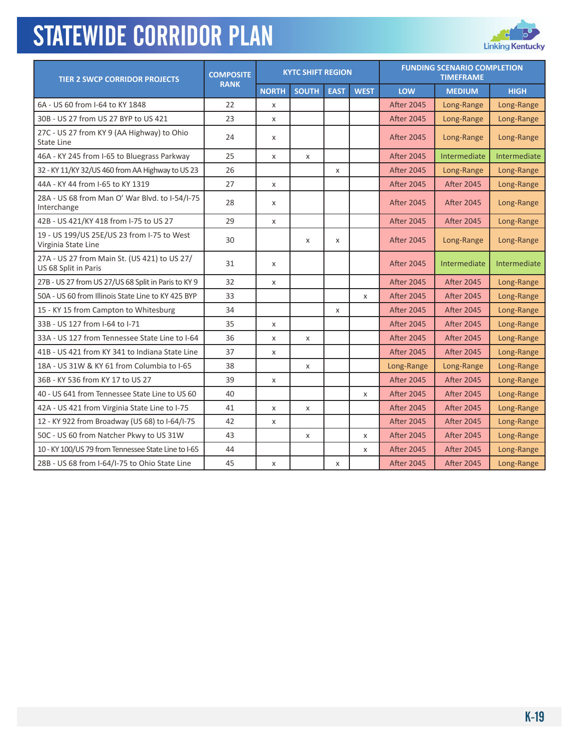# STATEWIDE CORRIDOR PLAN

| TIER 2 SWCP CORRIDOR PROJECTS | COMPOSITE RANK | KYTC SHIFT REGION | | | | FUNDING SCENARIO COMPLETION TIMEFRAME | | |
|---|---|---|---|---|---|---|---|---|
| | | NORTH | SOUTH | EAST | WEST | LOW | MEDIUM | HIGH |
| 6A - US 60 from I-64 to KY 1848 | 22 | x | | | | After 2045 | Long-Range | Long-Range |
| 30B - US 27 from US 27 BYP to US 421 | 23 | x | | | | After 2045 | Long-Range | Long-Range |
| 27C - US 27 from KY 9 (AA Highway) to Ohio State Line | 24 | x | | | | After 2045 | Long-Range | Long-Range |
| 46A - KY 245 from I-65 to Bluegrass Parkway | 25 | x | x | | | After 2045 | Intermediate | Intermediate |
| 32 - KY 11/KY 32/US 460 from AA Highway to US 23 | 26 | | | x | | After 2045 | Long-Range | Long-Range |
| 44A - KY 44 from I-65 to KY 1319 | 27 | x | | | | After 2045 | After 2045 | Long-Range |
| 28A - US 68 from Man O' War Blvd. to I-54/I-75 Interchange | 28 | x | | | | After 2045 | After 2045 | Long-Range |
| 42B - US 421/KY 418 from I-75 to US 27 | 29 | x | | | | After 2045 | After 2045 | Long-Range |
| 19 - US 199/US 25E/US 23 from I-75 to West Virginia State Line | 30 | | x | x | | After 2045 | Long-Range | Long-Range |
| 27A - US 27 from Main St. (US 421) to US 27/US 68 Split in Paris | 31 | x | | | | After 2045 | Intermediate | Intermediate |
| 27B - US 27 from US 27/US 68 Split in Paris to KY 9 | 32 | x | | | | After 2045 | After 2045 | Long-Range |
| 50A - US 60 from Illinois State Line to KY 425 BYP | 33 | | | | x | After 2045 | After 2045 | Long-Range |
| 15 - KY 15 from Campton to Whitesburg | 34 | | | x | | After 2045 | After 2045 | Long-Range |
| 33B - US 127 from I-64 to I-71 | 35 | x | | | | After 2045 | After 2045 | Long-Range |
| 33A - US 127 from Tennessee State Line to I-64 | 36 | x | x | | | After 2045 | After 2045 | Long-Range |
| 41B - US 421 from KY 341 to Indiana State Line | 37 | x | | | | After 2045 | After 2045 | Long-Range |
| 18A - US 31W & KY 61 from Columbia to I-65 | 38 | | x | | | Long-Range | Long-Range | Long-Range |
| 36B - KY 536 from KY 17 to US 27 | 39 | x | | | | After 2045 | After 2045 | Long-Range |
| 40 - US 641 from Tennessee State Line to US 60 | 40 | | | | x | After 2045 | After 2045 | Long-Range |
| 42A - US 421 from Virginia State Line to I-75 | 41 | x | x | | | After 2045 | After 2045 | Long-Range |
| 12 - KY 922 from Broadway (US 68) to I-64/I-75 | 42 | x | | | | After 2045 | After 2045 | Long-Range |
| 50C - US 60 from Natcher Pkwy to US 31W | 43 | | x | | x | After 2045 | After 2045 | Long-Range |
| 10 - KY 100/US 79 from Tennessee State Line to I-65 | 44 | | | | x | After 2045 | After 2045 | Long-Range |
| 28B - US 68 from I-64/I-75 to Ohio State Line | 45 | x | | x | | After 2045 | After 2045 | Long-Range |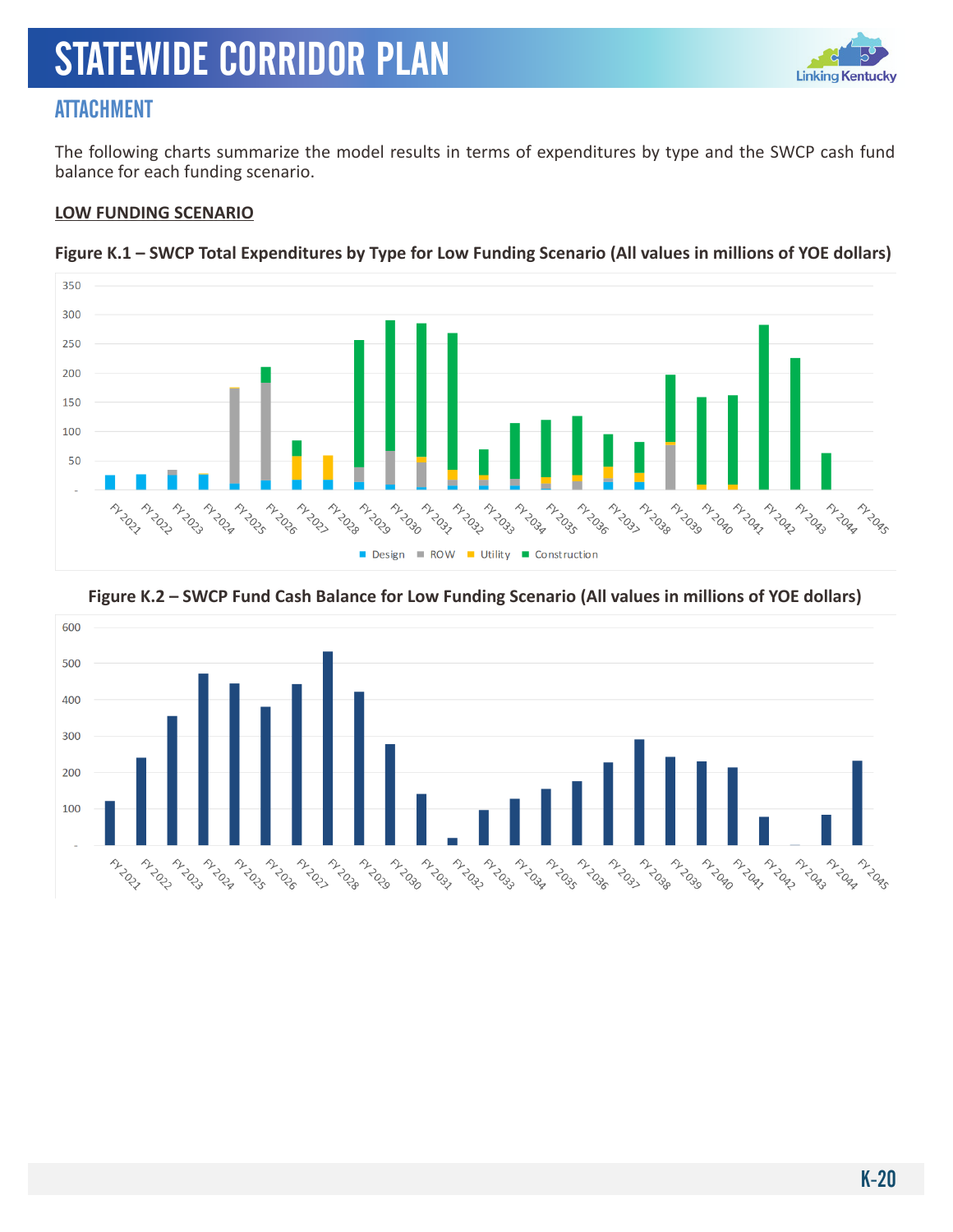## ATTACHMENT

The following charts summarize the model results in terms of expenditures by type and the SWCP cash fund balance for each funding scenario.

**LOW FUNDING SCENARIO**

**Figure K.1 – SWCP Total Expenditures by Type for Low Funding Scenario (All values in millions of YOE dollars)**

**Figure K.2 – SWCP Fund Cash Balance for Low Funding Scenario (All values in millions of YOE dollars)**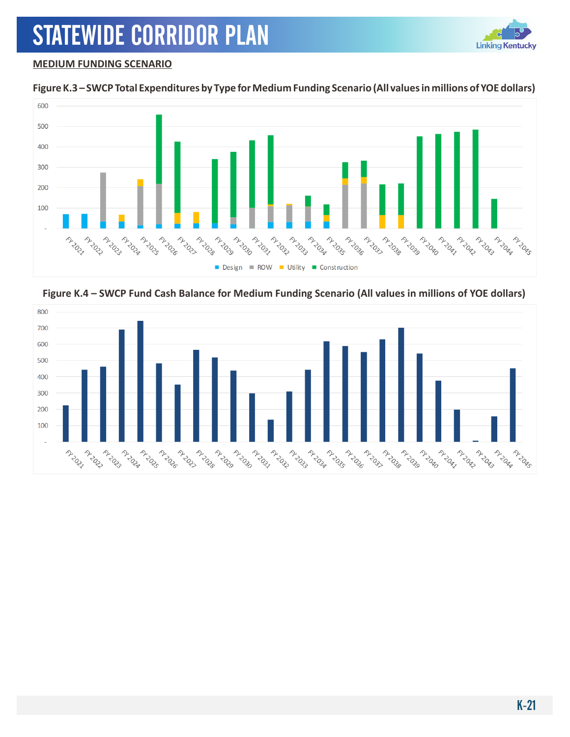**MEDIUM FUNDING SCENARIO**

**Figure K.3 – SWCP Total Expenditures by Type for Medium Funding Scenario (All values in millions of YOE dollars)**

**Figure K.4 – SWCP Fund Cash Balance for Medium Funding Scenario (All values in millions of YOE dollars)**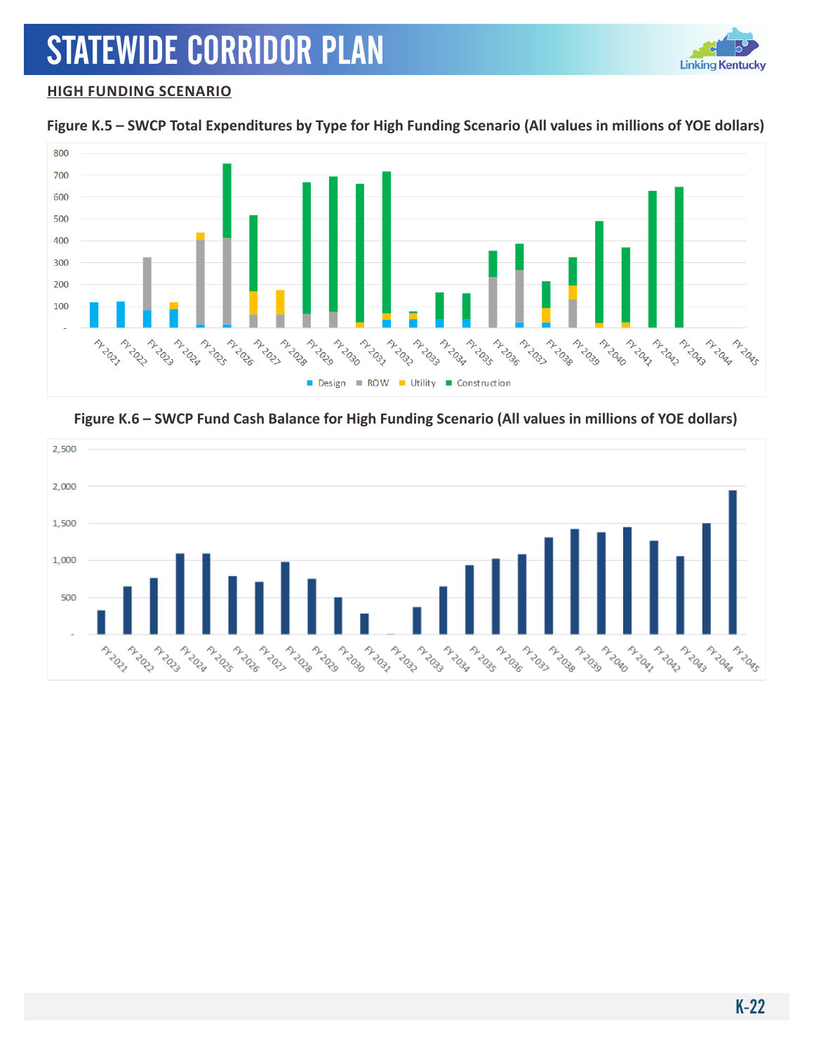## HIGH FUNDING SCENARIO

**Figure K.5 – SWCP Total Expenditures by Type for High Funding Scenario (All values in millions of YOE dollars)**

800
700
600
500
400
300
200
100
-

FY 2021 FY 2022 FY 2023 FY 2024 FY 2025 FY 2026 FY 2027 FY 2028 FY 2029 FY 2030 FY 2031 FY 2032 FY 2033 FY 2034 FY 2035 FY 2036 FY 2037 FY 2038 FY 2039 FY 2040 FY 2041 FY 2042 FY 2043 FY 2044 FY 2045

Design ROW Utility Construction

**Figure K.6 – SWCP Fund Cash Balance for High Funding Scenario (All values in millions of YOE dollars)**

2,500
2,000
1,500
1,000
500
-

FY 2021 FY 2022 FY 2023 FY 2024 FY 2025 FY 2026 FY 2027 FY 2028 FY 2029 FY 2030 FY 2031 FY 2032 FY 2033 FY 2034 FY 2035 FY 2036 FY 2037 FY 2038 FY 2039 FY 2040 FY 2041 FY 2042 FY 2043 FY 2044 FY 2045